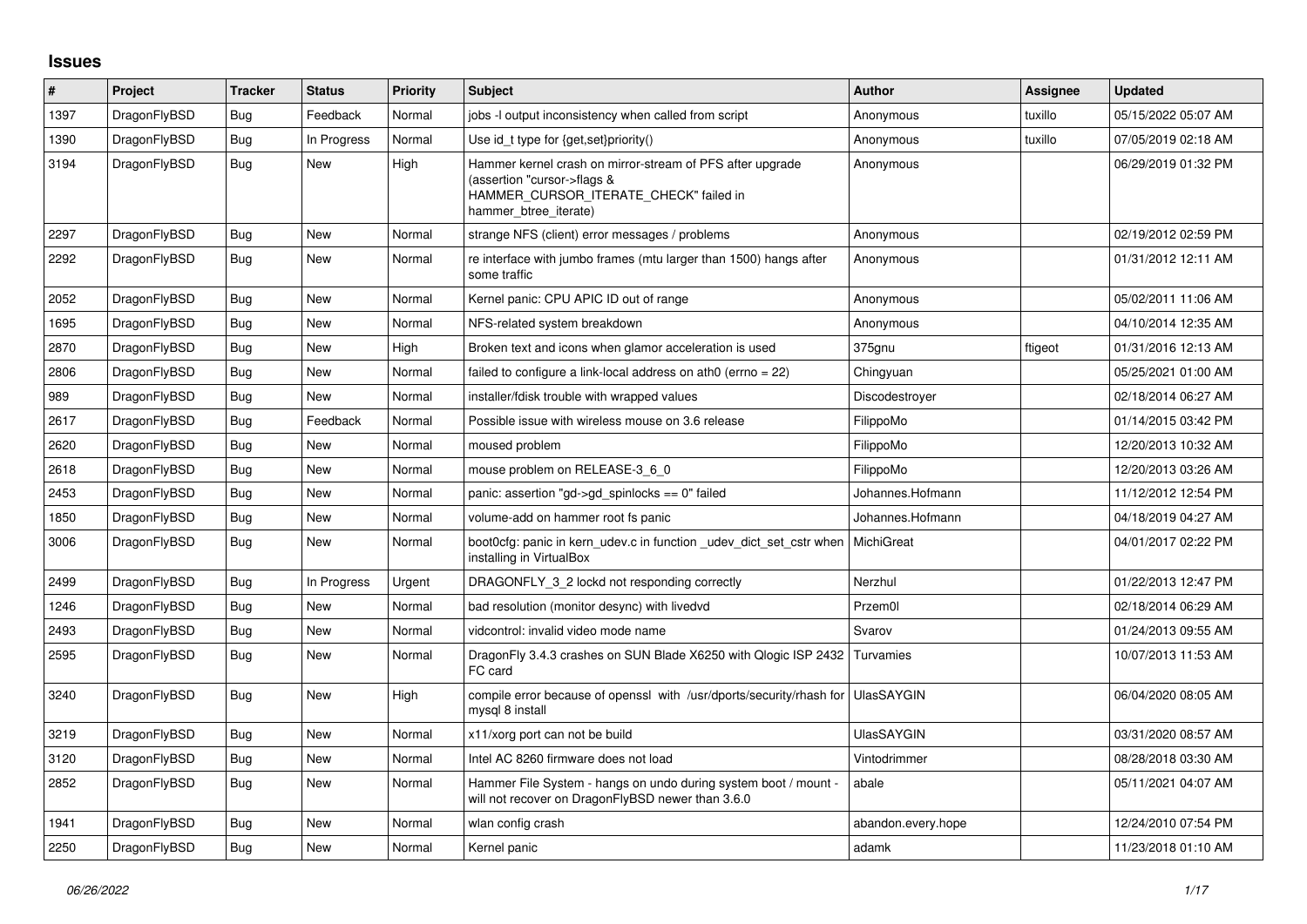# Issues

| # | Project | Tracker | Status | Priority | Subject | Author | Assignee | Updated |
|---|---|---|---|---|---|---|---|---|
| 1397 | DragonFlyBSD | Bug | Feedback | Normal | jobs -l output inconsistency when called from script | Anonymous | tuxillo | 05/15/2022 05:07 AM |
| 1390 | DragonFlyBSD | Bug | In Progress | Normal | Use id_t type for {get,set}priority() | Anonymous | tuxillo | 07/05/2019 02:18 AM |
| 3194 | DragonFlyBSD | Bug | New | High | Hammer kernel crash on mirror-stream of PFS after upgrade (assertion "cursor->flags & HAMMER_CURSOR_ITERATE_CHECK" failed in hammer_btree_iterate) | Anonymous | | 06/29/2019 01:32 PM |
| 2297 | DragonFlyBSD | Bug | New | Normal | strange NFS (client) error messages / problems | Anonymous | | 02/19/2012 02:59 PM |
| 2292 | DragonFlyBSD | Bug | New | Normal | re interface with jumbo frames (mtu larger than 1500) hangs after some traffic | Anonymous | | 01/31/2012 12:11 AM |
| 2052 | DragonFlyBSD | Bug | New | Normal | Kernel panic: CPU APIC ID out of range | Anonymous | | 05/02/2011 11:06 AM |
| 1695 | DragonFlyBSD | Bug | New | Normal | NFS-related system breakdown | Anonymous | | 04/10/2014 12:35 AM |
| 2870 | DragonFlyBSD | Bug | New | High | Broken text and icons when glamor acceleration is used | 375gnu | ftigeot | 01/31/2016 12:13 AM |
| 2806 | DragonFlyBSD | Bug | New | Normal | failed to configure a link-local address on ath0 (errno = 22) | Chingyuan | | 05/25/2021 01:00 AM |
| 989 | DragonFlyBSD | Bug | New | Normal | installer/fdisk trouble with wrapped values | Discodestroyer | | 02/18/2014 06:27 AM |
| 2617 | DragonFlyBSD | Bug | Feedback | Normal | Possible issue with wireless mouse on 3.6 release | FilippoMo | | 01/14/2015 03:42 PM |
| 2620 | DragonFlyBSD | Bug | New | Normal | moused problem | FilippoMo | | 12/20/2013 10:32 AM |
| 2618 | DragonFlyBSD | Bug | New | Normal | mouse problem on RELEASE-3_6_0 | FilippoMo | | 12/20/2013 03:26 AM |
| 2453 | DragonFlyBSD | Bug | New | Normal | panic: assertion "gd->gd_spinlocks == 0" failed | Johannes.Hofmann | | 11/12/2012 12:54 PM |
| 1850 | DragonFlyBSD | Bug | New | Normal | volume-add on hammer root fs panic | Johannes.Hofmann | | 04/18/2019 04:27 AM |
| 3006 | DragonFlyBSD | Bug | New | Normal | boot0cfg: panic in kern_udev.c in function _udev_dict_set_cstr when installing in VirtualBox | MichiGreat | | 04/01/2017 02:22 PM |
| 2499 | DragonFlyBSD | Bug | In Progress | Urgent | DRAGONFLY_3_2 lockd not responding correctly | Nerzhul | | 01/22/2013 12:47 PM |
| 1246 | DragonFlyBSD | Bug | New | Normal | bad resolution (monitor desync) with livedvd | Przem0l | | 02/18/2014 06:29 AM |
| 2493 | DragonFlyBSD | Bug | New | Normal | vidcontrol: invalid video mode name | Svarov | | 01/24/2013 09:55 AM |
| 2595 | DragonFlyBSD | Bug | New | Normal | DragonFly 3.4.3 crashes on SUN Blade X6250 with Qlogic ISP 2432 FC card | Turvamies | | 10/07/2013 11:53 AM |
| 3240 | DragonFlyBSD | Bug | New | High | compile error because of openssl with /usr/dports/security/rhash for mysql 8 install | UlasSAYGIN | | 06/04/2020 08:05 AM |
| 3219 | DragonFlyBSD | Bug | New | Normal | x11/xorg port can not be build | UlasSAYGIN | | 03/31/2020 08:57 AM |
| 3120 | DragonFlyBSD | Bug | New | Normal | Intel AC 8260 firmware does not load | Vintodrimmer | | 08/28/2018 03:30 AM |
| 2852 | DragonFlyBSD | Bug | New | Normal | Hammer File System - hangs on undo during system boot / mount - will not recover on DragonFlyBSD newer than 3.6.0 | abale | | 05/11/2021 04:07 AM |
| 1941 | DragonFlyBSD | Bug | New | Normal | wlan config crash | abandon.every.hope | | 12/24/2010 07:54 PM |
| 2250 | DragonFlyBSD | Bug | New | Normal | Kernel panic | adamk | | 11/23/2018 01:10 AM |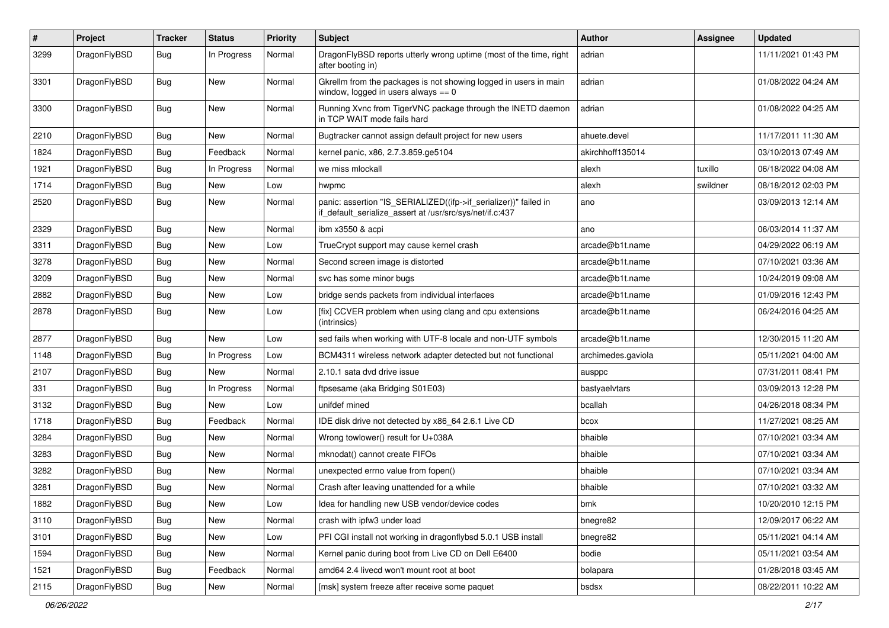| # | Project | Tracker | Status | Priority | Subject | Author | Assignee | Updated |
|---|---|---|---|---|---|---|---|---|
| 3299 | DragonFlyBSD | Bug | In Progress | Normal | DragonFlyBSD reports utterly wrong uptime (most of the time, right after booting in) | adrian | | 11/11/2021 01:43 PM |
| 3301 | DragonFlyBSD | Bug | New | Normal | Gkrellm from the packages is not showing logged in users in main window, logged in users always == 0 | adrian | | 01/08/2022 04:24 AM |
| 3300 | DragonFlyBSD | Bug | New | Normal | Running Xvnc from TigerVNC package through the INETD daemon in TCP WAIT mode fails hard | adrian | | 01/08/2022 04:25 AM |
| 2210 | DragonFlyBSD | Bug | New | Normal | Bugtracker cannot assign default project for new users | ahuete.devel | | 11/17/2011 11:30 AM |
| 1824 | DragonFlyBSD | Bug | Feedback | Normal | kernel panic, x86, 2.7.3.859.ge5104 | akirchhoff135014 | | 03/10/2013 07:49 AM |
| 1921 | DragonFlyBSD | Bug | In Progress | Normal | we miss mlockall | alexh | tuxillo | 06/18/2022 04:08 AM |
| 1714 | DragonFlyBSD | Bug | New | Low | hwpmc | alexh | swildner | 08/18/2012 02:03 PM |
| 2520 | DragonFlyBSD | Bug | New | Normal | panic: assertion "IS_SERIALIZED((ifp->if_serializer))" failed in if_default_serialize_assert at /usr/src/sys/net/if.c:437 | ano | | 03/09/2013 12:14 AM |
| 2329 | DragonFlyBSD | Bug | New | Normal | ibm x3550 & acpi | ano | | 06/03/2014 11:37 AM |
| 3311 | DragonFlyBSD | Bug | New | Low | TrueCrypt support may cause kernel crash | arcade@b1t.name | | 04/29/2022 06:19 AM |
| 3278 | DragonFlyBSD | Bug | New | Normal | Second screen image is distorted | arcade@b1t.name | | 07/10/2021 03:36 AM |
| 3209 | DragonFlyBSD | Bug | New | Normal | svc has some minor bugs | arcade@b1t.name | | 10/24/2019 09:08 AM |
| 2882 | DragonFlyBSD | Bug | New | Low | bridge sends packets from individual interfaces | arcade@b1t.name | | 01/09/2016 12:43 PM |
| 2878 | DragonFlyBSD | Bug | New | Low | [fix] CCVER problem when using clang and cpu extensions (intrinsics) | arcade@b1t.name | | 06/24/2016 04:25 AM |
| 2877 | DragonFlyBSD | Bug | New | Low | sed fails when working with UTF-8 locale and non-UTF symbols | arcade@b1t.name | | 12/30/2015 11:20 AM |
| 1148 | DragonFlyBSD | Bug | In Progress | Low | BCM4311 wireless network adapter detected but not functional | archimedes.gaviola | | 05/11/2021 04:00 AM |
| 2107 | DragonFlyBSD | Bug | New | Normal | 2.10.1 sata dvd drive issue | ausppc | | 07/31/2011 08:41 PM |
| 331 | DragonFlyBSD | Bug | In Progress | Normal | ftpsesame (aka Bridging S01E03) | bastyaelvtars | | 03/09/2013 12:28 PM |
| 3132 | DragonFlyBSD | Bug | New | Low | unifdef mined | bcallah | | 04/26/2018 08:34 PM |
| 1718 | DragonFlyBSD | Bug | Feedback | Normal | IDE disk drive not detected by x86_64 2.6.1 Live CD | bcox | | 11/27/2021 08:25 AM |
| 3284 | DragonFlyBSD | Bug | New | Normal | Wrong towlower() result for U+038A | bhaible | | 07/10/2021 03:34 AM |
| 3283 | DragonFlyBSD | Bug | New | Normal | mknodat() cannot create FIFOs | bhaible | | 07/10/2021 03:34 AM |
| 3282 | DragonFlyBSD | Bug | New | Normal | unexpected errno value from fopen() | bhaible | | 07/10/2021 03:34 AM |
| 3281 | DragonFlyBSD | Bug | New | Normal | Crash after leaving unattended for a while | bhaible | | 07/10/2021 03:32 AM |
| 1882 | DragonFlyBSD | Bug | New | Low | Idea for handling new USB vendor/device codes | bmk | | 10/20/2010 12:15 PM |
| 3110 | DragonFlyBSD | Bug | New | Normal | crash with ipfw3 under load | bnegre82 | | 12/09/2017 06:22 AM |
| 3101 | DragonFlyBSD | Bug | New | Low | PFI CGI install not working in dragonflybsd 5.0.1 USB install | bnegre82 | | 05/11/2021 04:14 AM |
| 1594 | DragonFlyBSD | Bug | New | Normal | Kernel panic during boot from Live CD on Dell E6400 | bodie | | 05/11/2021 03:54 AM |
| 1521 | DragonFlyBSD | Bug | Feedback | Normal | amd64 2.4 livecd won't mount root at boot | bolapara | | 01/28/2018 03:45 AM |
| 2115 | DragonFlyBSD | Bug | New | Normal | [msk] system freeze after receive some paquet | bsdsx | | 08/22/2011 10:22 AM |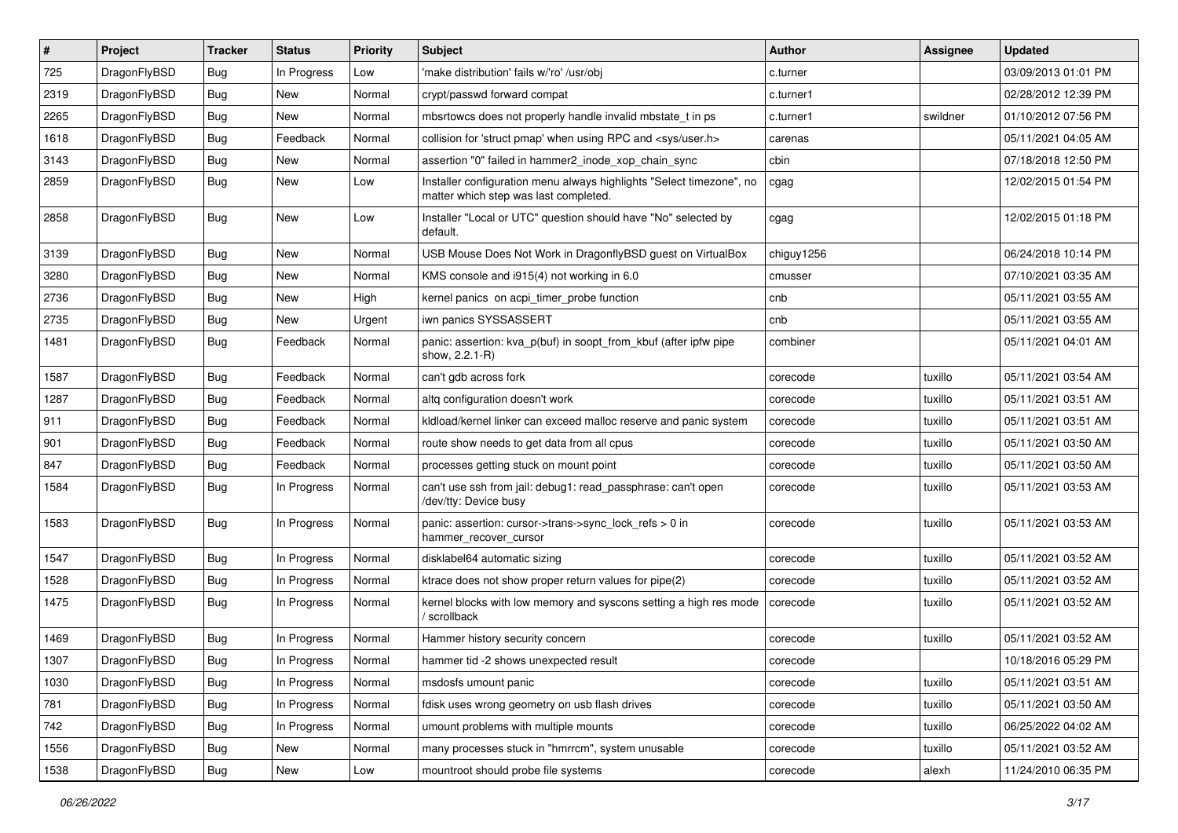| # | Project | Tracker | Status | Priority | Subject | Author | Assignee | Updated |
|---|---|---|---|---|---|---|---|---|
| 725 | DragonFlyBSD | Bug | In Progress | Low | 'make distribution' fails w/'ro' /usr/obj | c.turner | | 03/09/2013 01:01 PM |
| 2319 | DragonFlyBSD | Bug | New | Normal | crypt/passwd forward compat | c.turner1 | | 02/28/2012 12:39 PM |
| 2265 | DragonFlyBSD | Bug | New | Normal | mbsrtowcs does not properly handle invalid mbstate_t in ps | c.turner1 | swildner | 01/10/2012 07:56 PM |
| 1618 | DragonFlyBSD | Bug | Feedback | Normal | collision for 'struct pmap' when using RPC and <sys/user.h> | carenas | | 05/11/2021 04:05 AM |
| 3143 | DragonFlyBSD | Bug | New | Normal | assertion "0" failed in hammer2_inode_xop_chain_sync | cbin | | 07/18/2018 12:50 PM |
| 2859 | DragonFlyBSD | Bug | New | Low | Installer configuration menu always highlights "Select timezone", no matter which step was last completed. | cgag | | 12/02/2015 01:54 PM |
| 2858 | DragonFlyBSD | Bug | New | Low | Installer "Local or UTC" question should have "No" selected by default. | cgag | | 12/02/2015 01:18 PM |
| 3139 | DragonFlyBSD | Bug | New | Normal | USB Mouse Does Not Work in DragonflyBSD guest on VirtualBox | chiguy1256 | | 06/24/2018 10:14 PM |
| 3280 | DragonFlyBSD | Bug | New | Normal | KMS console and i915(4) not working in 6.0 | cmusser | | 07/10/2021 03:35 AM |
| 2736 | DragonFlyBSD | Bug | New | High | kernel panics on acpi_timer_probe function | cnb | | 05/11/2021 03:55 AM |
| 2735 | DragonFlyBSD | Bug | New | Urgent | iwn panics SYSSASSERT | cnb | | 05/11/2021 03:55 AM |
| 1481 | DragonFlyBSD | Bug | Feedback | Normal | panic: assertion: kva_p(buf) in soopt_from_kbuf (after ipfw pipe show, 2.2.1-R) | combiner | | 05/11/2021 04:01 AM |
| 1587 | DragonFlyBSD | Bug | Feedback | Normal | can't gdb across fork | corecode | tuxillo | 05/11/2021 03:54 AM |
| 1287 | DragonFlyBSD | Bug | Feedback | Normal | altq configuration doesn't work | corecode | tuxillo | 05/11/2021 03:51 AM |
| 911 | DragonFlyBSD | Bug | Feedback | Normal | kldload/kernel linker can exceed malloc reserve and panic system | corecode | tuxillo | 05/11/2021 03:51 AM |
| 901 | DragonFlyBSD | Bug | Feedback | Normal | route show needs to get data from all cpus | corecode | tuxillo | 05/11/2021 03:50 AM |
| 847 | DragonFlyBSD | Bug | Feedback | Normal | processes getting stuck on mount point | corecode | tuxillo | 05/11/2021 03:50 AM |
| 1584 | DragonFlyBSD | Bug | In Progress | Normal | can't use ssh from jail: debug1: read_passphrase: can't open /dev/tty: Device busy | corecode | tuxillo | 05/11/2021 03:53 AM |
| 1583 | DragonFlyBSD | Bug | In Progress | Normal | panic: assertion: cursor->trans->sync_lock_refs > 0 in hammer_recover_cursor | corecode | tuxillo | 05/11/2021 03:53 AM |
| 1547 | DragonFlyBSD | Bug | In Progress | Normal | disklabel64 automatic sizing | corecode | tuxillo | 05/11/2021 03:52 AM |
| 1528 | DragonFlyBSD | Bug | In Progress | Normal | ktrace does not show proper return values for pipe(2) | corecode | tuxillo | 05/11/2021 03:52 AM |
| 1475 | DragonFlyBSD | Bug | In Progress | Normal | kernel blocks with low memory and syscons setting a high res mode / scrollback | corecode | tuxillo | 05/11/2021 03:52 AM |
| 1469 | DragonFlyBSD | Bug | In Progress | Normal | Hammer history security concern | corecode | tuxillo | 05/11/2021 03:52 AM |
| 1307 | DragonFlyBSD | Bug | In Progress | Normal | hammer tid -2 shows unexpected result | corecode | | 10/18/2016 05:29 PM |
| 1030 | DragonFlyBSD | Bug | In Progress | Normal | msdosfs umount panic | corecode | tuxillo | 05/11/2021 03:51 AM |
| 781 | DragonFlyBSD | Bug | In Progress | Normal | fdisk uses wrong geometry on usb flash drives | corecode | tuxillo | 05/11/2021 03:50 AM |
| 742 | DragonFlyBSD | Bug | In Progress | Normal | umount problems with multiple mounts | corecode | tuxillo | 06/25/2022 04:02 AM |
| 1556 | DragonFlyBSD | Bug | New | Normal | many processes stuck in "hmrrcm", system unusable | corecode | tuxillo | 05/11/2021 03:52 AM |
| 1538 | DragonFlyBSD | Bug | New | Low | mountroot should probe file systems | corecode | alexh | 11/24/2010 06:35 PM |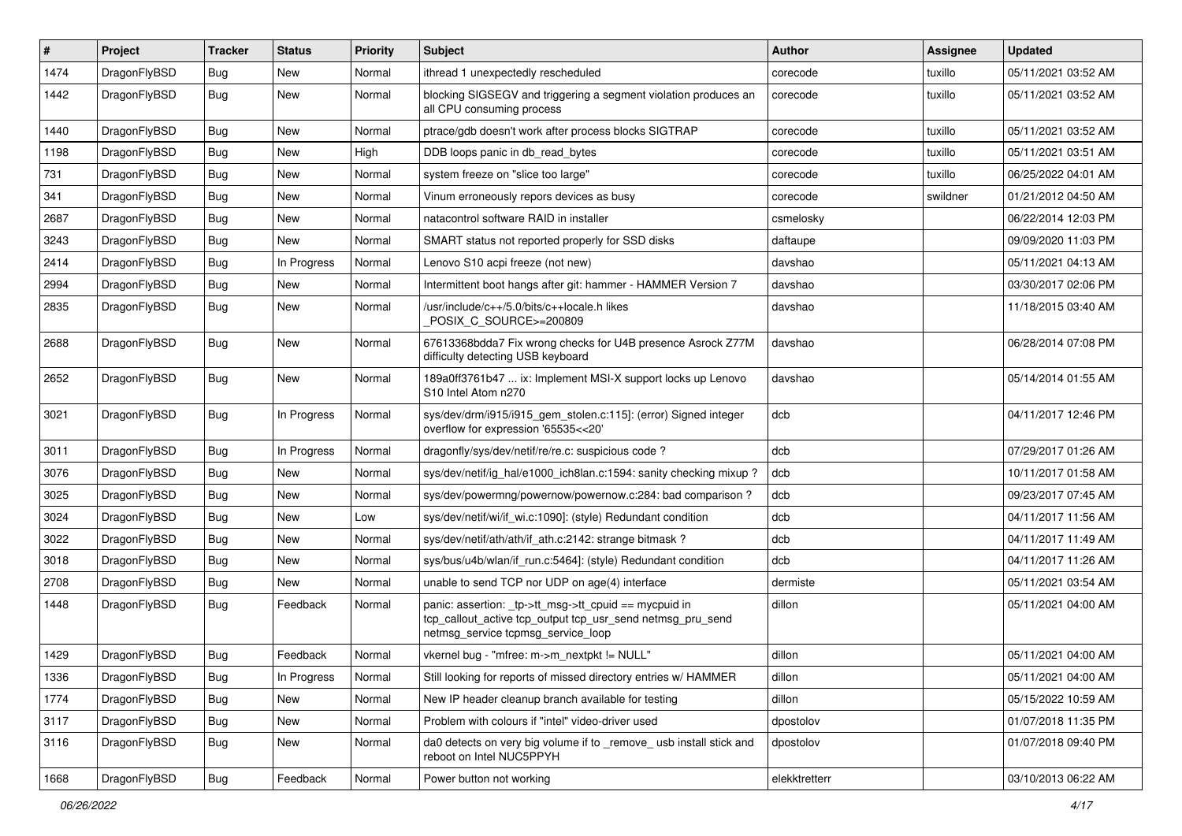| # | Project | Tracker | Status | Priority | Subject | Author | Assignee | Updated |
|---|---|---|---|---|---|---|---|---|
| 1474 | DragonFlyBSD | Bug | New | Normal | ithread 1 unexpectedly rescheduled | corecode | tuxillo | 05/11/2021 03:52 AM |
| 1442 | DragonFlyBSD | Bug | New | Normal | blocking SIGSEGV and triggering a segment violation produces an all CPU consuming process | corecode | tuxillo | 05/11/2021 03:52 AM |
| 1440 | DragonFlyBSD | Bug | New | Normal | ptrace/gdb doesn't work after process blocks SIGTRAP | corecode | tuxillo | 05/11/2021 03:52 AM |
| 1198 | DragonFlyBSD | Bug | New | High | DDB loops panic in db_read_bytes | corecode | tuxillo | 05/11/2021 03:51 AM |
| 731 | DragonFlyBSD | Bug | New | Normal | system freeze on "slice too large" | corecode | tuxillo | 06/25/2022 04:01 AM |
| 341 | DragonFlyBSD | Bug | New | Normal | Vinum erroneously repors devices as busy | corecode | swildner | 01/21/2012 04:50 AM |
| 2687 | DragonFlyBSD | Bug | New | Normal | natacontrol software RAID in installer | csmelosky | | 06/22/2014 12:03 PM |
| 3243 | DragonFlyBSD | Bug | New | Normal | SMART status not reported properly for SSD disks | daftaupe | | 09/09/2020 11:03 PM |
| 2414 | DragonFlyBSD | Bug | In Progress | Normal | Lenovo S10 acpi freeze (not new) | davshao | | 05/11/2021 04:13 AM |
| 2994 | DragonFlyBSD | Bug | New | Normal | Intermittent boot hangs after git: hammer - HAMMER Version 7 | davshao | | 03/30/2017 02:06 PM |
| 2835 | DragonFlyBSD | Bug | New | Normal | /usr/include/c++/5.0/bits/c++locale.h likes _POSIX_C_SOURCE>=200809 | davshao | | 11/18/2015 03:40 AM |
| 2688 | DragonFlyBSD | Bug | New | Normal | 67613368bdda7 Fix wrong checks for U4B presence Asrock Z77M difficulty detecting USB keyboard | davshao | | 06/28/2014 07:08 PM |
| 2652 | DragonFlyBSD | Bug | New | Normal | 189a0ff3761b47 ... ix: Implement MSI-X support locks up Lenovo S10 Intel Atom n270 | davshao | | 05/14/2014 01:55 AM |
| 3021 | DragonFlyBSD | Bug | In Progress | Normal | sys/dev/drm/i915/i915_gem_stolen.c:115]: (error) Signed integer overflow for expression '65535<<20' | dcb | | 04/11/2017 12:46 PM |
| 3011 | DragonFlyBSD | Bug | In Progress | Normal | dragonfly/sys/dev/netif/re/re.c: suspicious code ? | dcb | | 07/29/2017 01:26 AM |
| 3076 | DragonFlyBSD | Bug | New | Normal | sys/dev/netif/ig_hal/e1000_ich8lan.c:1594: sanity checking mixup ? | dcb | | 10/11/2017 01:58 AM |
| 3025 | DragonFlyBSD | Bug | New | Normal | sys/dev/powermng/powernow/powernow.c:284: bad comparison ? | dcb | | 09/23/2017 07:45 AM |
| 3024 | DragonFlyBSD | Bug | New | Low | sys/dev/netif/wi/if_wi.c:1090]: (style) Redundant condition | dcb | | 04/11/2017 11:56 AM |
| 3022 | DragonFlyBSD | Bug | New | Normal | sys/dev/netif/ath/ath/if_ath.c:2142: strange bitmask ? | dcb | | 04/11/2017 11:49 AM |
| 3018 | DragonFlyBSD | Bug | New | Normal | sys/bus/u4b/wlan/if_run.c:5464]: (style) Redundant condition | dcb | | 04/11/2017 11:26 AM |
| 2708 | DragonFlyBSD | Bug | New | Normal | unable to send TCP nor UDP on age(4) interface | dermiste | | 05/11/2021 03:54 AM |
| 1448 | DragonFlyBSD | Bug | Feedback | Normal | panic: assertion: _tp->tt_msg->tt_cpuid == mycpuid in tcp_callout_active tcp_output tcp_usr_send netmsg_pru_send netmsg_service tcpmsg_service_loop | dillon | | 05/11/2021 04:00 AM |
| 1429 | DragonFlyBSD | Bug | Feedback | Normal | vkernel bug - "mfree: m->m_nextpkt != NULL" | dillon | | 05/11/2021 04:00 AM |
| 1336 | DragonFlyBSD | Bug | In Progress | Normal | Still looking for reports of missed directory entries w/ HAMMER | dillon | | 05/11/2021 04:00 AM |
| 1774 | DragonFlyBSD | Bug | New | Normal | New IP header cleanup branch available for testing | dillon | | 05/15/2022 10:59 AM |
| 3117 | DragonFlyBSD | Bug | New | Normal | Problem with colours if "intel" video-driver used | dpostolov | | 01/07/2018 11:35 PM |
| 3116 | DragonFlyBSD | Bug | New | Normal | da0 detects on very big volume if to _remove_ usb install stick and reboot on Intel NUC5PPYH | dpostolov | | 01/07/2018 09:40 PM |
| 1668 | DragonFlyBSD | Bug | Feedback | Normal | Power button not working | elekktretterr | | 03/10/2013 06:22 AM |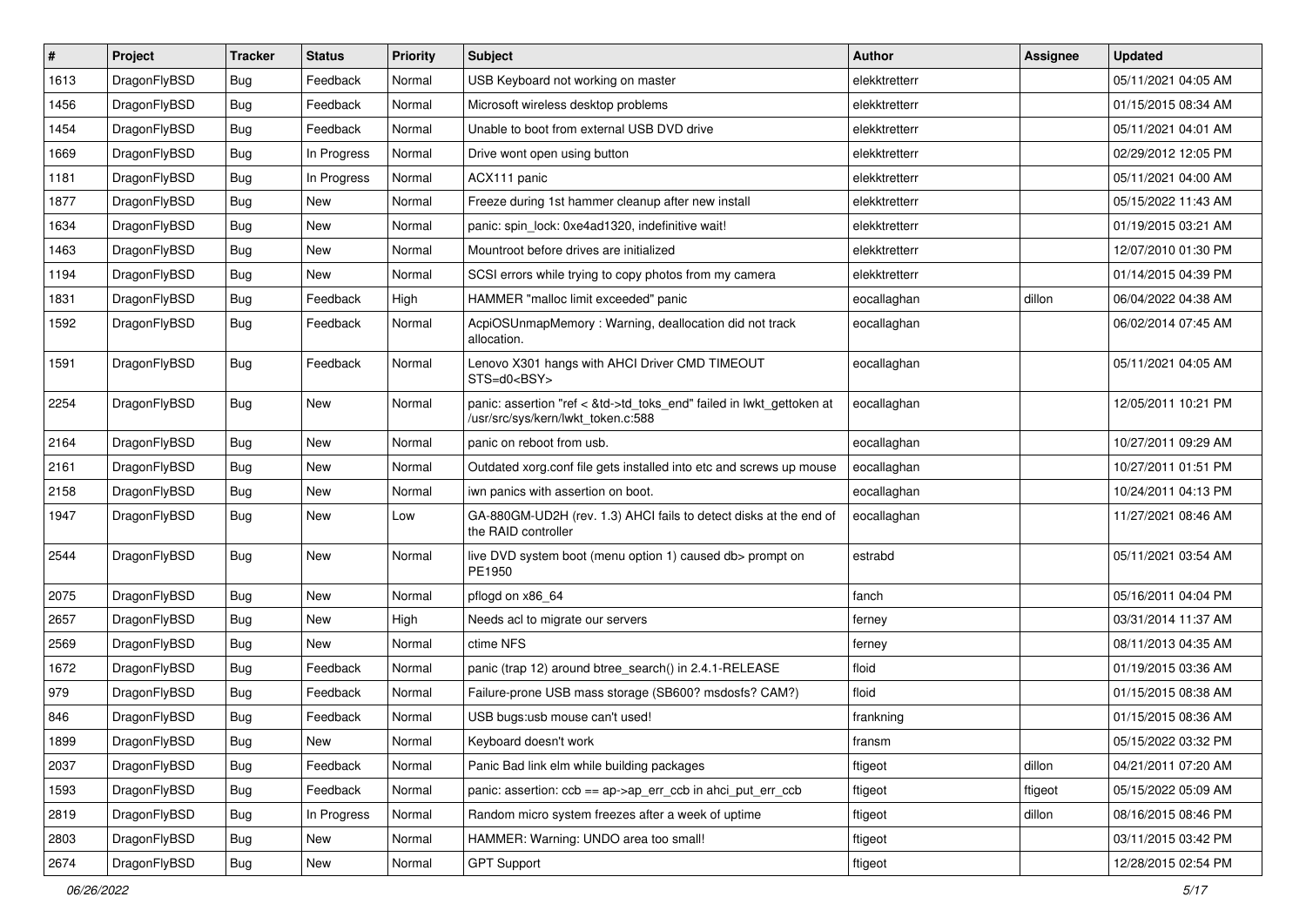| # | Project | Tracker | Status | Priority | Subject | Author | Assignee | Updated |
|---|---|---|---|---|---|---|---|---|
| 1613 | DragonFlyBSD | Bug | Feedback | Normal | USB Keyboard not working on master | elekktretterr | | 05/11/2021 04:05 AM |
| 1456 | DragonFlyBSD | Bug | Feedback | Normal | Microsoft wireless desktop problems | elekktretterr | | 01/15/2015 08:34 AM |
| 1454 | DragonFlyBSD | Bug | Feedback | Normal | Unable to boot from external USB DVD drive | elekktretterr | | 05/11/2021 04:01 AM |
| 1669 | DragonFlyBSD | Bug | In Progress | Normal | Drive wont open using button | elekktretterr | | 02/29/2012 12:05 PM |
| 1181 | DragonFlyBSD | Bug | In Progress | Normal | ACX111 panic | elekktretterr | | 05/11/2021 04:00 AM |
| 1877 | DragonFlyBSD | Bug | New | Normal | Freeze during 1st hammer cleanup after new install | elekktretterr | | 05/15/2022 11:43 AM |
| 1634 | DragonFlyBSD | Bug | New | Normal | panic: spin_lock: 0xe4ad1320, indefinitive wait! | elekktretterr | | 01/19/2015 03:21 AM |
| 1463 | DragonFlyBSD | Bug | New | Normal | Mountroot before drives are initialized | elekktretterr | | 12/07/2010 01:30 PM |
| 1194 | DragonFlyBSD | Bug | New | Normal | SCSI errors while trying to copy photos from my camera | elekktretterr | | 01/14/2015 04:39 PM |
| 1831 | DragonFlyBSD | Bug | Feedback | High | HAMMER "malloc limit exceeded" panic | eocallaghan | dillon | 06/04/2022 04:38 AM |
| 1592 | DragonFlyBSD | Bug | Feedback | Normal | AcpiOSUnmapMemory : Warning, deallocation did not track allocation. | eocallaghan | | 06/02/2014 07:45 AM |
| 1591 | DragonFlyBSD | Bug | Feedback | Normal | Lenovo X301 hangs with AHCI Driver CMD TIMEOUT STS=d0<BSY> | eocallaghan | | 05/11/2021 04:05 AM |
| 2254 | DragonFlyBSD | Bug | New | Normal | panic: assertion "ref < &td->td_toks_end" failed in lwkt_gettoken at /usr/src/sys/kern/lwkt_token.c:588 | eocallaghan | | 12/05/2011 10:21 PM |
| 2164 | DragonFlyBSD | Bug | New | Normal | panic on reboot from usb. | eocallaghan | | 10/27/2011 09:29 AM |
| 2161 | DragonFlyBSD | Bug | New | Normal | Outdated xorg.conf file gets installed into etc and screws up mouse | eocallaghan | | 10/27/2011 01:51 PM |
| 2158 | DragonFlyBSD | Bug | New | Normal | iwn panics with assertion on boot. | eocallaghan | | 10/24/2011 04:13 PM |
| 1947 | DragonFlyBSD | Bug | New | Low | GA-880GM-UD2H (rev. 1.3) AHCI fails to detect disks at the end of the RAID controller | eocallaghan | | 11/27/2021 08:46 AM |
| 2544 | DragonFlyBSD | Bug | New | Normal | live DVD system boot (menu option 1) caused db> prompt on PE1950 | estrabd | | 05/11/2021 03:54 AM |
| 2075 | DragonFlyBSD | Bug | New | Normal | pflogd on x86_64 | fanch | | 05/16/2011 04:04 PM |
| 2657 | DragonFlyBSD | Bug | New | High | Needs acl to migrate our servers | ferney | | 03/31/2014 11:37 AM |
| 2569 | DragonFlyBSD | Bug | New | Normal | ctime NFS | ferney | | 08/11/2013 04:35 AM |
| 1672 | DragonFlyBSD | Bug | Feedback | Normal | panic (trap 12) around btree_search() in 2.4.1-RELEASE | floid | | 01/19/2015 03:36 AM |
| 979 | DragonFlyBSD | Bug | Feedback | Normal | Failure-prone USB mass storage (SB600? msdosfs? CAM?) | floid | | 01/15/2015 08:38 AM |
| 846 | DragonFlyBSD | Bug | Feedback | Normal | USB bugs:usb mouse can't used! | frankning | | 01/15/2015 08:36 AM |
| 1899 | DragonFlyBSD | Bug | New | Normal | Keyboard doesn't work | fransm | | 05/15/2022 03:32 PM |
| 2037 | DragonFlyBSD | Bug | Feedback | Normal | Panic Bad link elm while building packages | ftigeot | dillon | 04/21/2011 07:20 AM |
| 1593 | DragonFlyBSD | Bug | Feedback | Normal | panic: assertion: ccb == ap->ap_err_ccb in ahci_put_err_ccb | ftigeot | ftigeot | 05/15/2022 05:09 AM |
| 2819 | DragonFlyBSD | Bug | In Progress | Normal | Random micro system freezes after a week of uptime | ftigeot | dillon | 08/16/2015 08:46 PM |
| 2803 | DragonFlyBSD | Bug | New | Normal | HAMMER: Warning: UNDO area too small! | ftigeot | | 03/11/2015 03:42 PM |
| 2674 | DragonFlyBSD | Bug | New | Normal | GPT Support | ftigeot | | 12/28/2015 02:54 PM |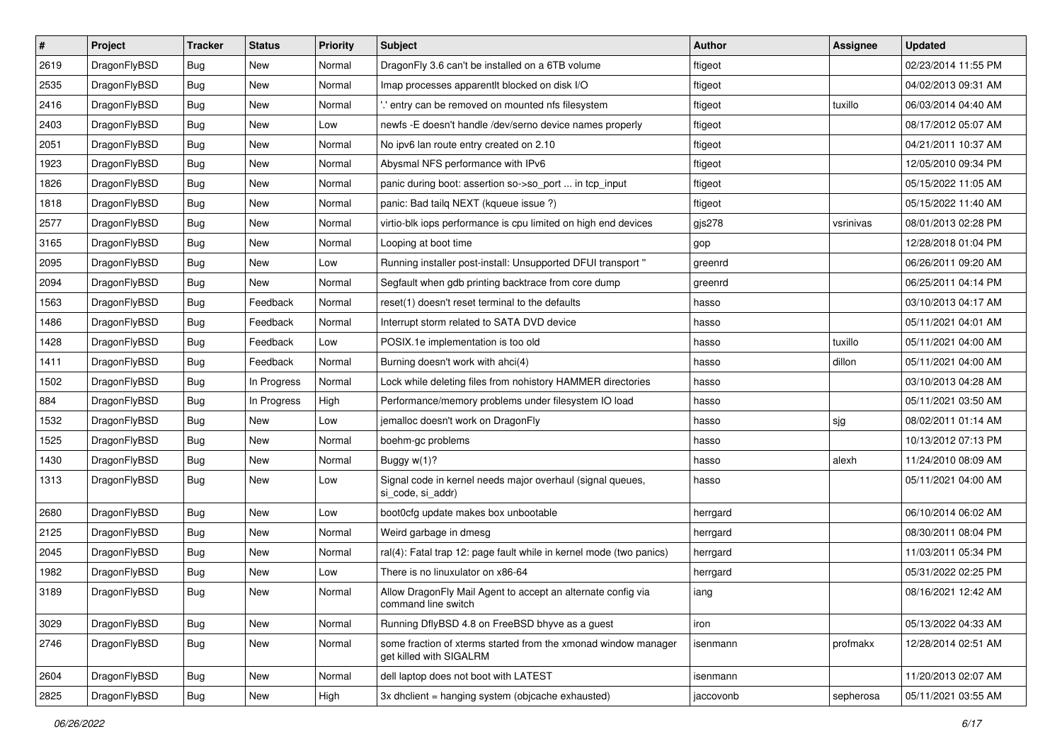| # | Project | Tracker | Status | Priority | Subject | Author | Assignee | Updated |
|---|---|---|---|---|---|---|---|---|
| 2619 | DragonFlyBSD | Bug | New | Normal | DragonFly 3.6 can't be installed on a 6TB volume | ftigeot | | 02/23/2014 11:55 PM |
| 2535 | DragonFlyBSD | Bug | New | Normal | Imap processes apparentlt blocked on disk I/O | ftigeot | | 04/02/2013 09:31 AM |
| 2416 | DragonFlyBSD | Bug | New | Normal | '.' entry can be removed on mounted nfs filesystem | ftigeot | tuxillo | 06/03/2014 04:40 AM |
| 2403 | DragonFlyBSD | Bug | New | Low | newfs -E doesn't handle /dev/serno device names properly | ftigeot | | 08/17/2012 05:07 AM |
| 2051 | DragonFlyBSD | Bug | New | Normal | No ipv6 lan route entry created on 2.10 | ftigeot | | 04/21/2011 10:37 AM |
| 1923 | DragonFlyBSD | Bug | New | Normal | Abysmal NFS performance with IPv6 | ftigeot | | 12/05/2010 09:34 PM |
| 1826 | DragonFlyBSD | Bug | New | Normal | panic during boot: assertion so->so_port ... in tcp_input | ftigeot | | 05/15/2022 11:05 AM |
| 1818 | DragonFlyBSD | Bug | New | Normal | panic: Bad tailq NEXT (kqueue issue ?) | ftigeot | | 05/15/2022 11:40 AM |
| 2577 | DragonFlyBSD | Bug | New | Normal | virtio-blk iops performance is cpu limited on high end devices | gjs278 | vsrinivas | 08/01/2013 02:28 PM |
| 3165 | DragonFlyBSD | Bug | New | Normal | Looping at boot time | gop | | 12/28/2018 01:04 PM |
| 2095 | DragonFlyBSD | Bug | New | Low | Running installer post-install: Unsupported DFUI transport " | greenrd | | 06/26/2011 09:20 AM |
| 2094 | DragonFlyBSD | Bug | New | Normal | Segfault when gdb printing backtrace from core dump | greenrd | | 06/25/2011 04:14 PM |
| 1563 | DragonFlyBSD | Bug | Feedback | Normal | reset(1) doesn't reset terminal to the defaults | hasso | | 03/10/2013 04:17 AM |
| 1486 | DragonFlyBSD | Bug | Feedback | Normal | Interrupt storm related to SATA DVD device | hasso | | 05/11/2021 04:01 AM |
| 1428 | DragonFlyBSD | Bug | Feedback | Low | POSIX.1e implementation is too old | hasso | tuxillo | 05/11/2021 04:00 AM |
| 1411 | DragonFlyBSD | Bug | Feedback | Normal | Burning doesn't work with ahci(4) | hasso | dillon | 05/11/2021 04:00 AM |
| 1502 | DragonFlyBSD | Bug | In Progress | Normal | Lock while deleting files from nohistory HAMMER directories | hasso | | 03/10/2013 04:28 AM |
| 884 | DragonFlyBSD | Bug | In Progress | High | Performance/memory problems under filesystem IO load | hasso | | 05/11/2021 03:50 AM |
| 1532 | DragonFlyBSD | Bug | New | Low | jemalloc doesn't work on DragonFly | hasso | sjg | 08/02/2011 01:14 AM |
| 1525 | DragonFlyBSD | Bug | New | Normal | boehm-gc problems | hasso | | 10/13/2012 07:13 PM |
| 1430 | DragonFlyBSD | Bug | New | Normal | Buggy w(1)? | hasso | alexh | 11/24/2010 08:09 AM |
| 1313 | DragonFlyBSD | Bug | New | Low | Signal code in kernel needs major overhaul (signal queues, si_code, si_addr) | hasso | | 05/11/2021 04:00 AM |
| 2680 | DragonFlyBSD | Bug | New | Low | boot0cfg update makes box unbootable | herrgard | | 06/10/2014 06:02 AM |
| 2125 | DragonFlyBSD | Bug | New | Normal | Weird garbage in dmesg | herrgard | | 08/30/2011 08:04 PM |
| 2045 | DragonFlyBSD | Bug | New | Normal | ral(4): Fatal trap 12: page fault while in kernel mode (two panics) | herrgard | | 11/03/2011 05:34 PM |
| 1982 | DragonFlyBSD | Bug | New | Low | There is no linuxulator on x86-64 | herrgard | | 05/31/2022 02:25 PM |
| 3189 | DragonFlyBSD | Bug | New | Normal | Allow DragonFly Mail Agent to accept an alternate config via command line switch | iang | | 08/16/2021 12:42 AM |
| 3029 | DragonFlyBSD | Bug | New | Normal | Running DflyBSD 4.8 on FreeBSD bhyve as a guest | iron | | 05/13/2022 04:33 AM |
| 2746 | DragonFlyBSD | Bug | New | Normal | some fraction of xterms started from the xmonad window manager get killed with SIGALRM | isenmann | profmakx | 12/28/2014 02:51 AM |
| 2604 | DragonFlyBSD | Bug | New | Normal | dell laptop does not boot with LATEST | isenmann | | 11/20/2013 02:07 AM |
| 2825 | DragonFlyBSD | Bug | New | High | 3x dhclient = hanging system (objcache exhausted) | jaccovonb | sepherosa | 05/11/2021 03:55 AM |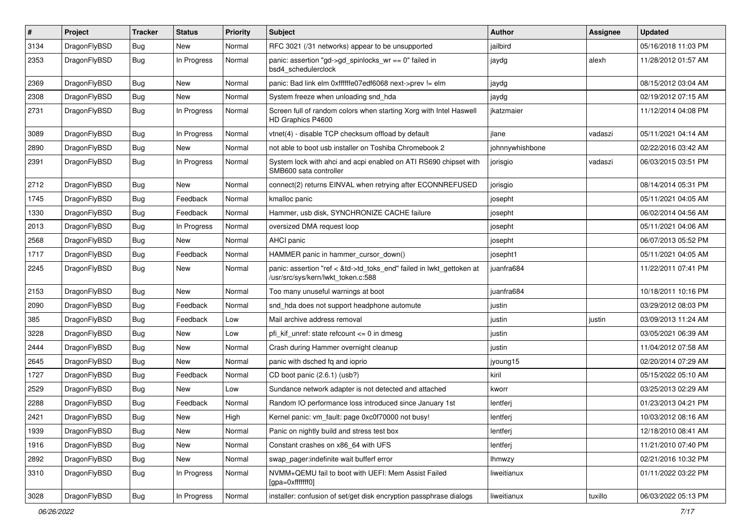| # | Project | Tracker | Status | Priority | Subject | Author | Assignee | Updated |
|---|---|---|---|---|---|---|---|---|
| 3134 | DragonFlyBSD | Bug | New | Normal | RFC 3021 (/31 networks) appear to be unsupported | jailbird | | 05/16/2018 11:03 PM |
| 2353 | DragonFlyBSD | Bug | In Progress | Normal | panic: assertion "gd->gd_spinlocks_wr == 0" failed in bsd4_schedulerclock | jaydg | alexh | 11/28/2012 01:57 AM |
| 2369 | DragonFlyBSD | Bug | New | Normal | panic: Bad link elm 0xffffffe07edf6068 next->prev != elm | jaydg | | 08/15/2012 03:04 AM |
| 2308 | DragonFlyBSD | Bug | New | Normal | System freeze when unloading snd_hda | jaydg | | 02/19/2012 07:15 AM |
| 2731 | DragonFlyBSD | Bug | In Progress | Normal | Screen full of random colors when starting Xorg with Intel Haswell HD Graphics P4600 | jkatzmaier | | 11/12/2014 04:08 PM |
| 3089 | DragonFlyBSD | Bug | In Progress | Normal | vtnet(4) - disable TCP checksum offload by default | jlane | vadaszi | 05/11/2021 04:14 AM |
| 2890 | DragonFlyBSD | Bug | New | Normal | not able to boot usb installer on Toshiba Chromebook 2 | johnnywhishbone | | 02/22/2016 03:42 AM |
| 2391 | DragonFlyBSD | Bug | In Progress | Normal | System lock with ahci and acpi enabled on ATI RS690 chipset with SMB600 sata controller | jorisgio | vadaszi | 06/03/2015 03:51 PM |
| 2712 | DragonFlyBSD | Bug | New | Normal | connect(2) returns EINVAL when retrying after ECONNREFUSED | jorisgio | | 08/14/2014 05:31 PM |
| 1745 | DragonFlyBSD | Bug | Feedback | Normal | kmalloc panic | josepht | | 05/11/2021 04:05 AM |
| 1330 | DragonFlyBSD | Bug | Feedback | Normal | Hammer, usb disk, SYNCHRONIZE CACHE failure | josepht | | 06/02/2014 04:56 AM |
| 2013 | DragonFlyBSD | Bug | In Progress | Normal | oversized DMA request loop | josepht | | 05/11/2021 04:06 AM |
| 2568 | DragonFlyBSD | Bug | New | Normal | AHCI panic | josepht | | 06/07/2013 05:52 PM |
| 1717 | DragonFlyBSD | Bug | Feedback | Normal | HAMMER panic in hammer_cursor_down() | josepht1 | | 05/11/2021 04:05 AM |
| 2245 | DragonFlyBSD | Bug | New | Normal | panic: assertion "ref < &td->td_toks_end" failed in lwkt_gettoken at /usr/src/sys/kern/lwkt_token.c:588 | juanfra684 | | 11/22/2011 07:41 PM |
| 2153 | DragonFlyBSD | Bug | New | Normal | Too many unuseful warnings at boot | juanfra684 | | 10/18/2011 10:16 PM |
| 2090 | DragonFlyBSD | Bug | Feedback | Normal | snd_hda does not support headphone automute | justin | | 03/29/2012 08:03 PM |
| 385 | DragonFlyBSD | Bug | Feedback | Low | Mail archive address removal | justin | justin | 03/09/2013 11:24 AM |
| 3228 | DragonFlyBSD | Bug | New | Low | pfi_kif_unref: state refcount <= 0 in dmesg | justin | | 03/05/2021 06:39 AM |
| 2444 | DragonFlyBSD | Bug | New | Normal | Crash during Hammer overnight cleanup | justin | | 11/04/2012 07:58 AM |
| 2645 | DragonFlyBSD | Bug | New | Normal | panic with dsched fq and ioprio | jyoung15 | | 02/20/2014 07:29 AM |
| 1727 | DragonFlyBSD | Bug | Feedback | Normal | CD boot panic (2.6.1) (usb?) | kiril | | 05/15/2022 05:10 AM |
| 2529 | DragonFlyBSD | Bug | New | Low | Sundance network adapter is not detected and attached | kworr | | 03/25/2013 02:29 AM |
| 2288 | DragonFlyBSD | Bug | Feedback | Normal | Random IO performance loss introduced since January 1st | lentferj | | 01/23/2013 04:21 PM |
| 2421 | DragonFlyBSD | Bug | New | High | Kernel panic: vm_fault: page 0xc0f70000 not busy! | lentferj | | 10/03/2012 08:16 AM |
| 1939 | DragonFlyBSD | Bug | New | Normal | Panic on nightly build and stress test box | lentferj | | 12/18/2010 08:41 AM |
| 1916 | DragonFlyBSD | Bug | New | Normal | Constant crashes on x86_64 with UFS | lentferj | | 11/21/2010 07:40 PM |
| 2892 | DragonFlyBSD | Bug | New | Normal | swap_pager:indefinite wait bufferf error | lhmwzy | | 02/21/2016 10:32 PM |
| 3310 | DragonFlyBSD | Bug | In Progress | Normal | NVMM+QEMU fail to boot with UEFI: Mem Assist Failed [gpa=0xfffffff0] | liweitianux | | 01/11/2022 03:22 PM |
| 3028 | DragonFlyBSD | Bug | In Progress | Normal | installer: confusion of set/get disk encryption passphrase dialogs | liweitianux | tuxillo | 06/03/2022 05:13 PM |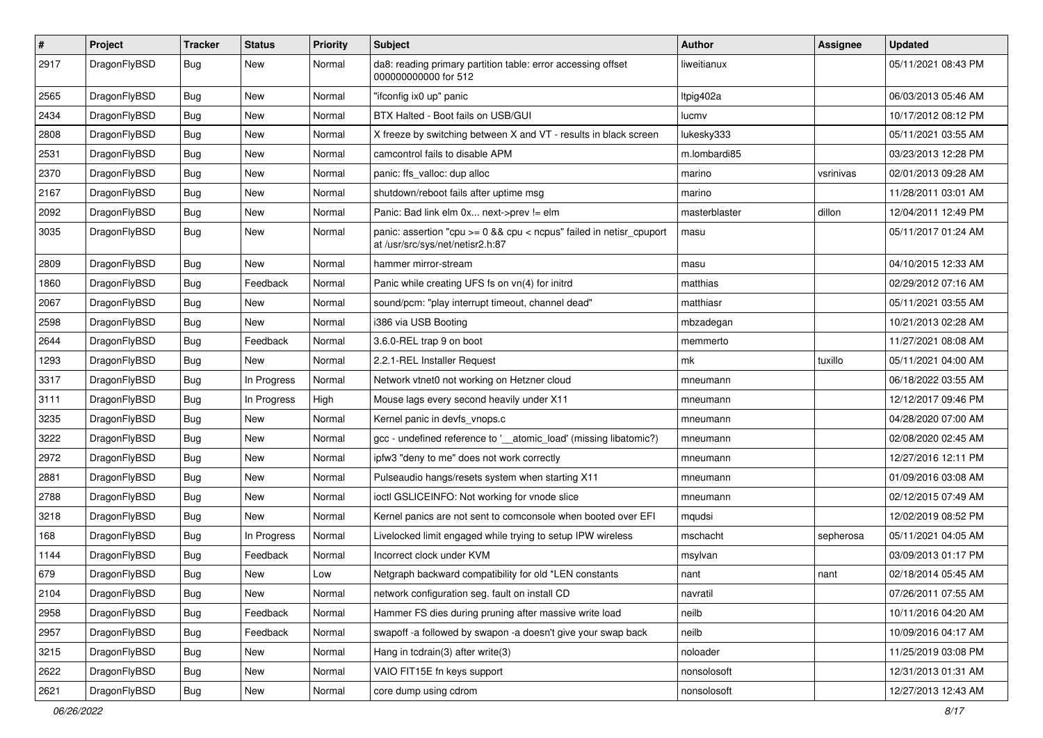| # | Project | Tracker | Status | Priority | Subject | Author | Assignee | Updated |
|---|---|---|---|---|---|---|---|---|
| 2917 | DragonFlyBSD | Bug | New | Normal | da8: reading primary partition table: error accessing offset 000000000000 for 512 | liweitianux | | 05/11/2021 08:43 PM |
| 2565 | DragonFlyBSD | Bug | New | Normal | "ifconfig ix0 up" panic | ltpig402a | | 06/03/2013 05:46 AM |
| 2434 | DragonFlyBSD | Bug | New | Normal | BTX Halted - Boot fails on USB/GUI | lucmv | | 10/17/2012 08:12 PM |
| 2808 | DragonFlyBSD | Bug | New | Normal | X freeze by switching between X and VT - results in black screen | lukesky333 | | 05/11/2021 03:55 AM |
| 2531 | DragonFlyBSD | Bug | New | Normal | camcontrol fails to disable APM | m.lombardi85 | | 03/23/2013 12:28 PM |
| 2370 | DragonFlyBSD | Bug | New | Normal | panic: ffs_valloc: dup alloc | marino | vsrinivas | 02/01/2013 09:28 AM |
| 2167 | DragonFlyBSD | Bug | New | Normal | shutdown/reboot fails after uptime msg | marino | | 11/28/2011 03:01 AM |
| 2092 | DragonFlyBSD | Bug | New | Normal | Panic: Bad link elm 0x... next->prev != elm | masterblaster | dillon | 12/04/2011 12:49 PM |
| 3035 | DragonFlyBSD | Bug | New | Normal | panic: assertion "cpu >= 0 && cpu < ncpus" failed in netisr_cpuport at /usr/src/sys/net/netisr2.h:87 | masu | | 05/11/2017 01:24 AM |
| 2809 | DragonFlyBSD | Bug | New | Normal | hammer mirror-stream | masu | | 04/10/2015 12:33 AM |
| 1860 | DragonFlyBSD | Bug | Feedback | Normal | Panic while creating UFS fs on vn(4) for initrd | matthias | | 02/29/2012 07:16 AM |
| 2067 | DragonFlyBSD | Bug | New | Normal | sound/pcm: "play interrupt timeout, channel dead" | matthiasr | | 05/11/2021 03:55 AM |
| 2598 | DragonFlyBSD | Bug | New | Normal | i386 via USB Booting | mbzadegan | | 10/21/2013 02:28 AM |
| 2644 | DragonFlyBSD | Bug | Feedback | Normal | 3.6.0-REL trap 9 on boot | memmerto | | 11/27/2021 08:08 AM |
| 1293 | DragonFlyBSD | Bug | New | Normal | 2.2.1-REL Installer Request | mk | tuxillo | 05/11/2021 04:00 AM |
| 3317 | DragonFlyBSD | Bug | In Progress | Normal | Network vtnet0 not working on Hetzner cloud | mneumann | | 06/18/2022 03:55 AM |
| 3111 | DragonFlyBSD | Bug | In Progress | High | Mouse lags every second heavily under X11 | mneumann | | 12/12/2017 09:46 PM |
| 3235 | DragonFlyBSD | Bug | New | Normal | Kernel panic in devfs_vnops.c | mneumann | | 04/28/2020 07:00 AM |
| 3222 | DragonFlyBSD | Bug | New | Normal | gcc - undefined reference to '__atomic_load' (missing libatomic?) | mneumann | | 02/08/2020 02:45 AM |
| 2972 | DragonFlyBSD | Bug | New | Normal | ipfw3 "deny to me" does not work correctly | mneumann | | 12/27/2016 12:11 PM |
| 2881 | DragonFlyBSD | Bug | New | Normal | Pulseaudio hangs/resets system when starting X11 | mneumann | | 01/09/2016 03:08 AM |
| 2788 | DragonFlyBSD | Bug | New | Normal | ioctl GSLICEINFO: Not working for vnode slice | mneumann | | 02/12/2015 07:49 AM |
| 3218 | DragonFlyBSD | Bug | New | Normal | Kernel panics are not sent to comconsole when booted over EFI | mqudsi | | 12/02/2019 08:52 PM |
| 168 | DragonFlyBSD | Bug | In Progress | Normal | Livelocked limit engaged while trying to setup IPW wireless | mschacht | sepherosa | 05/11/2021 04:05 AM |
| 1144 | DragonFlyBSD | Bug | Feedback | Normal | Incorrect clock under KVM | msylvan | | 03/09/2013 01:17 PM |
| 679 | DragonFlyBSD | Bug | New | Low | Netgraph backward compatibility for old *LEN constants | nant | nant | 02/18/2014 05:45 AM |
| 2104 | DragonFlyBSD | Bug | New | Normal | network configuration seg. fault on install CD | navratil | | 07/26/2011 07:55 AM |
| 2958 | DragonFlyBSD | Bug | Feedback | Normal | Hammer FS dies during pruning after massive write load | neilb | | 10/11/2016 04:20 AM |
| 2957 | DragonFlyBSD | Bug | Feedback | Normal | swapoff -a followed by swapon -a doesn't give your swap back | neilb | | 10/09/2016 04:17 AM |
| 3215 | DragonFlyBSD | Bug | New | Normal | Hang in tcdrain(3) after write(3) | noloader | | 11/25/2019 03:08 PM |
| 2622 | DragonFlyBSD | Bug | New | Normal | VAIO FIT15E fn keys support | nonsolosoft | | 12/31/2013 01:31 AM |
| 2621 | DragonFlyBSD | Bug | New | Normal | core dump using cdrom | nonsolosoft | | 12/27/2013 12:43 AM |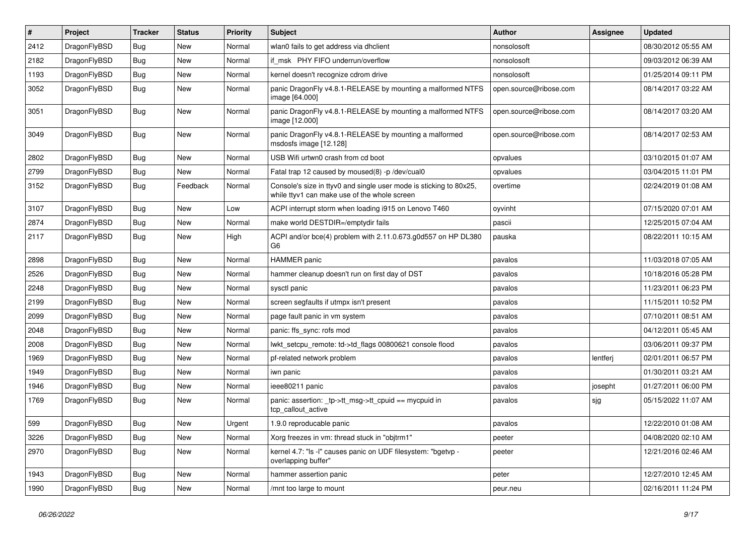| # | Project | Tracker | Status | Priority | Subject | Author | Assignee | Updated |
|---|---|---|---|---|---|---|---|---|
| 2412 | DragonFlyBSD | Bug | New | Normal | wlan0 fails to get address via dhclient | nonsolosoft | | 08/30/2012 05:55 AM |
| 2182 | DragonFlyBSD | Bug | New | Normal | if_msk PHY FIFO underrun/overflow | nonsolosoft | | 09/03/2012 06:39 AM |
| 1193 | DragonFlyBSD | Bug | New | Normal | kernel doesn't recognize cdrom drive | nonsolosoft | | 01/25/2014 09:11 PM |
| 3052 | DragonFlyBSD | Bug | New | Normal | panic DragonFly v4.8.1-RELEASE by mounting a malformed NTFS image [64.000] | open.source@ribose.com | | 08/14/2017 03:22 AM |
| 3051 | DragonFlyBSD | Bug | New | Normal | panic DragonFly v4.8.1-RELEASE by mounting a malformed NTFS image [12.000] | open.source@ribose.com | | 08/14/2017 03:20 AM |
| 3049 | DragonFlyBSD | Bug | New | Normal | panic DragonFly v4.8.1-RELEASE by mounting a malformed msdosfs image [12.128] | open.source@ribose.com | | 08/14/2017 02:53 AM |
| 2802 | DragonFlyBSD | Bug | New | Normal | USB Wifi urtwn0 crash from cd boot | opvalues | | 03/10/2015 01:07 AM |
| 2799 | DragonFlyBSD | Bug | New | Normal | Fatal trap 12 caused by moused(8) -p /dev/cual0 | opvalues | | 03/04/2015 11:01 PM |
| 3152 | DragonFlyBSD | Bug | Feedback | Normal | Console's size in ttyv0 and single user mode is sticking to 80x25, while ttyv1 can make use of the whole screen | overtime | | 02/24/2019 01:08 AM |
| 3107 | DragonFlyBSD | Bug | New | Low | ACPI interrupt storm when loading i915 on Lenovo T460 | oyvinht | | 07/15/2020 07:01 AM |
| 2874 | DragonFlyBSD | Bug | New | Normal | make world DESTDIR=/emptydir fails | pascii | | 12/25/2015 07:04 AM |
| 2117 | DragonFlyBSD | Bug | New | High | ACPI and/or bce(4) problem with 2.11.0.673.g0d557 on HP DL380 G6 | pauska | | 08/22/2011 10:15 AM |
| 2898 | DragonFlyBSD | Bug | New | Normal | HAMMER panic | pavalos | | 11/03/2018 07:05 AM |
| 2526 | DragonFlyBSD | Bug | New | Normal | hammer cleanup doesn't run on first day of DST | pavalos | | 10/18/2016 05:28 PM |
| 2248 | DragonFlyBSD | Bug | New | Normal | sysctl panic | pavalos | | 11/23/2011 06:23 PM |
| 2199 | DragonFlyBSD | Bug | New | Normal | screen segfaults if utmpx isn't present | pavalos | | 11/15/2011 10:52 PM |
| 2099 | DragonFlyBSD | Bug | New | Normal | page fault panic in vm system | pavalos | | 07/10/2011 08:51 AM |
| 2048 | DragonFlyBSD | Bug | New | Normal | panic: ffs_sync: rofs mod | pavalos | | 04/12/2011 05:45 AM |
| 2008 | DragonFlyBSD | Bug | New | Normal | lwkt_setcpu_remote: td->td_flags 00800621 console flood | pavalos | | 03/06/2011 09:37 PM |
| 1969 | DragonFlyBSD | Bug | New | Normal | pf-related network problem | pavalos | lentferj | 02/01/2011 06:57 PM |
| 1949 | DragonFlyBSD | Bug | New | Normal | iwn panic | pavalos | | 01/30/2011 03:21 AM |
| 1946 | DragonFlyBSD | Bug | New | Normal | ieee80211 panic | pavalos | josepht | 01/27/2011 06:00 PM |
| 1769 | DragonFlyBSD | Bug | New | Normal | panic: assertion: _tp->tt_msg->tt_cpuid == mycpuid in tcp_callout_active | pavalos | sjg | 05/15/2022 11:07 AM |
| 599 | DragonFlyBSD | Bug | New | Urgent | 1.9.0 reproducable panic | pavalos | | 12/22/2010 01:08 AM |
| 3226 | DragonFlyBSD | Bug | New | Normal | Xorg freezes in vm: thread stuck in "objtrm1" | peeter | | 04/08/2020 02:10 AM |
| 2970 | DragonFlyBSD | Bug | New | Normal | kernel 4.7: "ls -l" causes panic on UDF filesystem: "bgetvp - overlapping buffer" | peeter | | 12/21/2016 02:46 AM |
| 1943 | DragonFlyBSD | Bug | New | Normal | hammer assertion panic | peter | | 12/27/2010 12:45 AM |
| 1990 | DragonFlyBSD | Bug | New | Normal | /mnt too large to mount | peur.neu | | 02/16/2011 11:24 PM |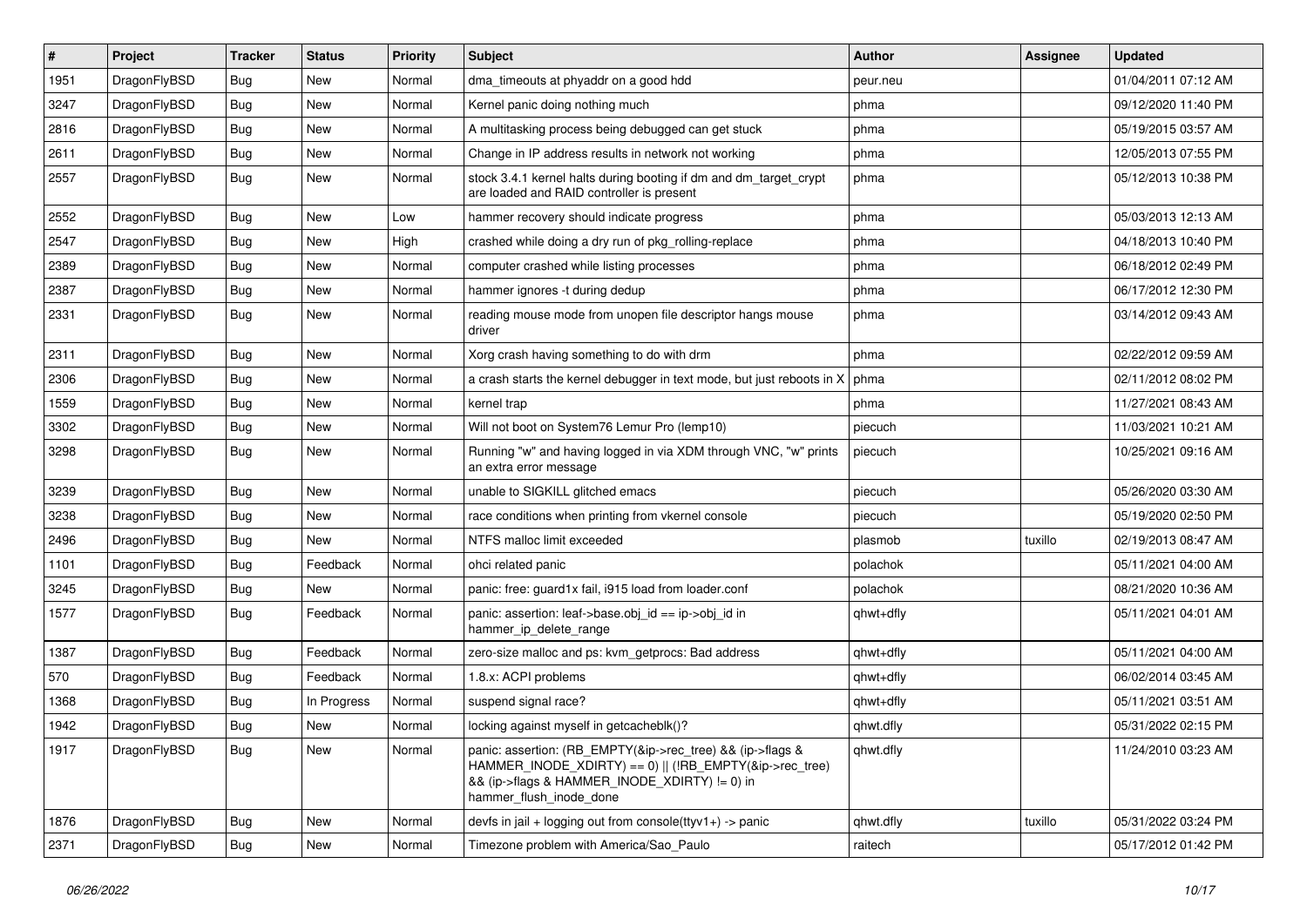| # | Project | Tracker | Status | Priority | Subject | Author | Assignee | Updated |
|---|---|---|---|---|---|---|---|---|
| 1951 | DragonFlyBSD | Bug | New | Normal | dma_timeouts at phyaddr on a good hdd | peur.neu | | 01/04/2011 07:12 AM |
| 3247 | DragonFlyBSD | Bug | New | Normal | Kernel panic doing nothing much | phma | | 09/12/2020 11:40 PM |
| 2816 | DragonFlyBSD | Bug | New | Normal | A multitasking process being debugged can get stuck | phma | | 05/19/2015 03:57 AM |
| 2611 | DragonFlyBSD | Bug | New | Normal | Change in IP address results in network not working | phma | | 12/05/2013 07:55 PM |
| 2557 | DragonFlyBSD | Bug | New | Normal | stock 3.4.1 kernel halts during booting if dm and dm_target_crypt are loaded and RAID controller is present | phma | | 05/12/2013 10:38 PM |
| 2552 | DragonFlyBSD | Bug | New | Low | hammer recovery should indicate progress | phma | | 05/03/2013 12:13 AM |
| 2547 | DragonFlyBSD | Bug | New | High | crashed while doing a dry run of pkg_rolling-replace | phma | | 04/18/2013 10:40 PM |
| 2389 | DragonFlyBSD | Bug | New | Normal | computer crashed while listing processes | phma | | 06/18/2012 02:49 PM |
| 2387 | DragonFlyBSD | Bug | New | Normal | hammer ignores -t during dedup | phma | | 06/17/2012 12:30 PM |
| 2331 | DragonFlyBSD | Bug | New | Normal | reading mouse mode from unopen file descriptor hangs mouse driver | phma | | 03/14/2012 09:43 AM |
| 2311 | DragonFlyBSD | Bug | New | Normal | Xorg crash having something to do with drm | phma | | 02/22/2012 09:59 AM |
| 2306 | DragonFlyBSD | Bug | New | Normal | a crash starts the kernel debugger in text mode, but just reboots in X | phma | | 02/11/2012 08:02 PM |
| 1559 | DragonFlyBSD | Bug | New | Normal | kernel trap | phma | | 11/27/2021 08:43 AM |
| 3302 | DragonFlyBSD | Bug | New | Normal | Will not boot on System76 Lemur Pro (lemp10) | piecuch | | 11/03/2021 10:21 AM |
| 3298 | DragonFlyBSD | Bug | New | Normal | Running "w" and having logged in via XDM through VNC, "w" prints an extra error message | piecuch | | 10/25/2021 09:16 AM |
| 3239 | DragonFlyBSD | Bug | New | Normal | unable to SIGKILL glitched emacs | piecuch | | 05/26/2020 03:30 AM |
| 3238 | DragonFlyBSD | Bug | New | Normal | race conditions when printing from vkernel console | piecuch | | 05/19/2020 02:50 PM |
| 2496 | DragonFlyBSD | Bug | New | Normal | NTFS malloc limit exceeded | plasmob | tuxillo | 02/19/2013 08:47 AM |
| 1101 | DragonFlyBSD | Bug | Feedback | Normal | ohci related panic | polachok | | 05/11/2021 04:00 AM |
| 3245 | DragonFlyBSD | Bug | New | Normal | panic: free: guard1x fail, i915 load from loader.conf | polachok | | 08/21/2020 10:36 AM |
| 1577 | DragonFlyBSD | Bug | Feedback | Normal | panic: assertion: leaf->base.obj_id == ip->obj_id in hammer_ip_delete_range | qhwt+dfly | | 05/11/2021 04:01 AM |
| 1387 | DragonFlyBSD | Bug | Feedback | Normal | zero-size malloc and ps: kvm_getprocs: Bad address | qhwt+dfly | | 05/11/2021 04:00 AM |
| 570 | DragonFlyBSD | Bug | Feedback | Normal | 1.8.x: ACPI problems | qhwt+dfly | | 06/02/2014 03:45 AM |
| 1368 | DragonFlyBSD | Bug | In Progress | Normal | suspend signal race? | qhwt+dfly | | 05/11/2021 03:51 AM |
| 1942 | DragonFlyBSD | Bug | New | Normal | locking against myself in getcacheblk()? | qhwt.dfly | | 05/31/2022 02:15 PM |
| 1917 | DragonFlyBSD | Bug | New | Normal | panic: assertion: (RB_EMPTY(&ip->rec_tree) && (ip->flags & HAMMER_INODE_XDIRTY) == 0) \|\| (!RB_EMPTY(&ip->rec_tree) && (ip->flags & HAMMER_INODE_XDIRTY) != 0) in hammer_flush_inode_done | qhwt.dfly | | 11/24/2010 03:23 AM |
| 1876 | DragonFlyBSD | Bug | New | Normal | devfs in jail + logging out from console(ttyv1+) -> panic | qhwt.dfly | tuxillo | 05/31/2022 03:24 PM |
| 2371 | DragonFlyBSD | Bug | New | Normal | Timezone problem with America/Sao_Paulo | raitech | | 05/17/2012 01:42 PM |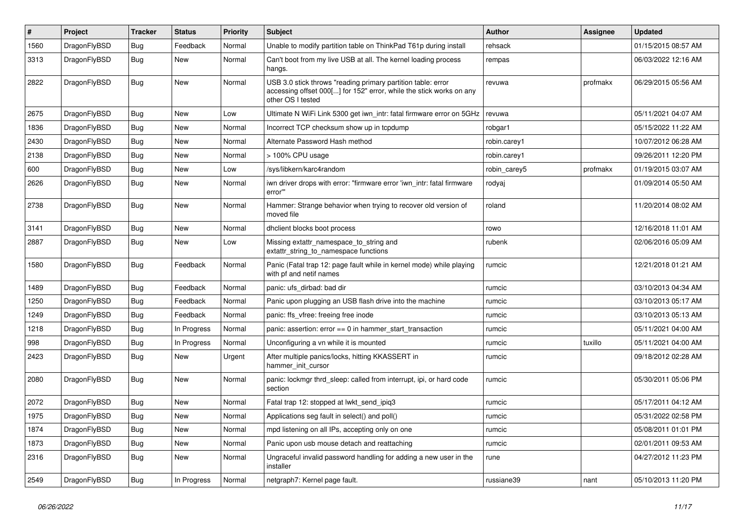| # | Project | Tracker | Status | Priority | Subject | Author | Assignee | Updated |
|---|---|---|---|---|---|---|---|---|
| 1560 | DragonFlyBSD | Bug | Feedback | Normal | Unable to modify partition table on ThinkPad T61p during install | rehsack | | 01/15/2015 08:57 AM |
| 3313 | DragonFlyBSD | Bug | New | Normal | Can't boot from my live USB at all. The kernel loading process hangs. | rempas | | 06/03/2022 12:16 AM |
| 2822 | DragonFlyBSD | Bug | New | Normal | USB 3.0 stick throws "reading primary partition table: error accessing offset 000[...] for 152" error, while the stick works on any other OS I tested | revuwa | profmakx | 06/29/2015 05:56 AM |
| 2675 | DragonFlyBSD | Bug | New | Low | Ultimate N WiFi Link 5300 get iwn_intr: fatal firmware error on 5GHz | revuwa | | 05/11/2021 04:07 AM |
| 1836 | DragonFlyBSD | Bug | New | Normal | Incorrect TCP checksum show up in tcpdump | robgar1 | | 05/15/2022 11:22 AM |
| 2430 | DragonFlyBSD | Bug | New | Normal | Alternate Password Hash method | robin.carey1 | | 10/07/2012 06:28 AM |
| 2138 | DragonFlyBSD | Bug | New | Normal | > 100% CPU usage | robin.carey1 | | 09/26/2011 12:20 PM |
| 600 | DragonFlyBSD | Bug | New | Low | /sys/libkern/karc4random | robin_carey5 | profmakx | 01/19/2015 03:07 AM |
| 2626 | DragonFlyBSD | Bug | New | Normal | iwn driver drops with error: "firmware error 'iwn_intr: fatal firmware error'" | rodyaj | | 01/09/2014 05:50 AM |
| 2738 | DragonFlyBSD | Bug | New | Normal | Hammer: Strange behavior when trying to recover old version of moved file | roland | | 11/20/2014 08:02 AM |
| 3141 | DragonFlyBSD | Bug | New | Normal | dhclient blocks boot process | rowo | | 12/16/2018 11:01 AM |
| 2887 | DragonFlyBSD | Bug | New | Low | Missing extattr_namespace_to_string and extattr_string_to_namespace functions | rubenk | | 02/06/2016 05:09 AM |
| 1580 | DragonFlyBSD | Bug | Feedback | Normal | Panic (Fatal trap 12: page fault while in kernel mode) while playing with pf and netif names | rumcic | | 12/21/2018 01:21 AM |
| 1489 | DragonFlyBSD | Bug | Feedback | Normal | panic: ufs_dirbad: bad dir | rumcic | | 03/10/2013 04:34 AM |
| 1250 | DragonFlyBSD | Bug | Feedback | Normal | Panic upon plugging an USB flash drive into the machine | rumcic | | 03/10/2013 05:17 AM |
| 1249 | DragonFlyBSD | Bug | Feedback | Normal | panic: ffs_vfree: freeing free inode | rumcic | | 03/10/2013 05:13 AM |
| 1218 | DragonFlyBSD | Bug | In Progress | Normal | panic: assertion: error == 0 in hammer_start_transaction | rumcic | | 05/11/2021 04:00 AM |
| 998 | DragonFlyBSD | Bug | In Progress | Normal | Unconfiguring a vn while it is mounted | rumcic | tuxillo | 05/11/2021 04:00 AM |
| 2423 | DragonFlyBSD | Bug | New | Urgent | After multiple panics/locks, hitting KKASSERT in hammer_init_cursor | rumcic | | 09/18/2012 02:28 AM |
| 2080 | DragonFlyBSD | Bug | New | Normal | panic: lockmgr thrd_sleep: called from interrupt, ipi, or hard code section | rumcic | | 05/30/2011 05:06 PM |
| 2072 | DragonFlyBSD | Bug | New | Normal | Fatal trap 12: stopped at lwkt_send_ipiq3 | rumcic | | 05/17/2011 04:12 AM |
| 1975 | DragonFlyBSD | Bug | New | Normal | Applications seg fault in select() and poll() | rumcic | | 05/31/2022 02:58 PM |
| 1874 | DragonFlyBSD | Bug | New | Normal | mpd listening on all IPs, accepting only on one | rumcic | | 05/08/2011 01:01 PM |
| 1873 | DragonFlyBSD | Bug | New | Normal | Panic upon usb mouse detach and reattaching | rumcic | | 02/01/2011 09:53 AM |
| 2316 | DragonFlyBSD | Bug | New | Normal | Ungraceful invalid password handling for adding a new user in the installer | rune | | 04/27/2012 11:23 PM |
| 2549 | DragonFlyBSD | Bug | In Progress | Normal | netgraph7: Kernel page fault. | russiane39 | nant | 05/10/2013 11:20 PM |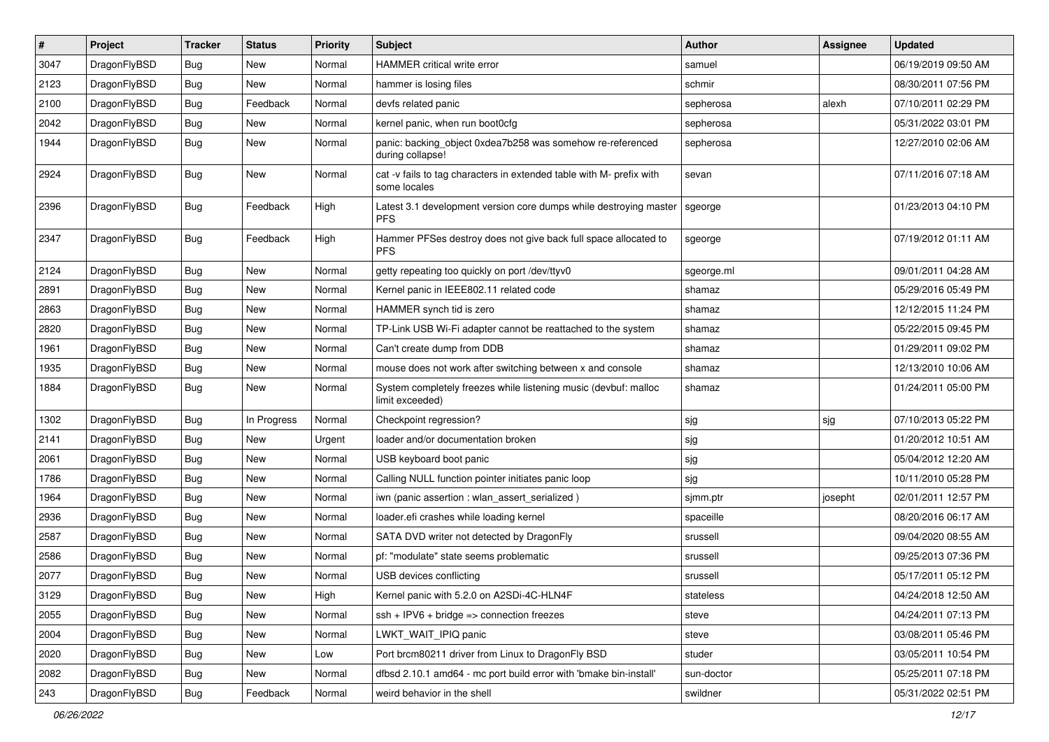| # | Project | Tracker | Status | Priority | Subject | Author | Assignee | Updated |
|---|---|---|---|---|---|---|---|---|
| 3047 | DragonFlyBSD | Bug | New | Normal | HAMMER critical write error | samuel | | 06/19/2019 09:50 AM |
| 2123 | DragonFlyBSD | Bug | New | Normal | hammer is losing files | schmir | | 08/30/2011 07:56 PM |
| 2100 | DragonFlyBSD | Bug | Feedback | Normal | devfs related panic | sepherosa | alexh | 07/10/2011 02:29 PM |
| 2042 | DragonFlyBSD | Bug | New | Normal | kernel panic, when run boot0cfg | sepherosa | | 05/31/2022 03:01 PM |
| 1944 | DragonFlyBSD | Bug | New | Normal | panic: backing_object 0xdea7b258 was somehow re-referenced during collapse! | sepherosa | | 12/27/2010 02:06 AM |
| 2924 | DragonFlyBSD | Bug | New | Normal | cat -v fails to tag characters in extended table with M- prefix with some locales | sevan | | 07/11/2016 07:18 AM |
| 2396 | DragonFlyBSD | Bug | Feedback | High | Latest 3.1 development version core dumps while destroying master PFS | sgeorge | | 01/23/2013 04:10 PM |
| 2347 | DragonFlyBSD | Bug | Feedback | High | Hammer PFSes destroy does not give back full space allocated to PFS | sgeorge | | 07/19/2012 01:11 AM |
| 2124 | DragonFlyBSD | Bug | New | Normal | getty repeating too quickly on port /dev/ttyv0 | sgeorge.ml | | 09/01/2011 04:28 AM |
| 2891 | DragonFlyBSD | Bug | New | Normal | Kernel panic in IEEE802.11 related code | shamaz | | 05/29/2016 05:49 PM |
| 2863 | DragonFlyBSD | Bug | New | Normal | HAMMER synch tid is zero | shamaz | | 12/12/2015 11:24 PM |
| 2820 | DragonFlyBSD | Bug | New | Normal | TP-Link USB Wi-Fi adapter cannot be reattached to the system | shamaz | | 05/22/2015 09:45 PM |
| 1961 | DragonFlyBSD | Bug | New | Normal | Can't create dump from DDB | shamaz | | 01/29/2011 09:02 PM |
| 1935 | DragonFlyBSD | Bug | New | Normal | mouse does not work after switching between x and console | shamaz | | 12/13/2010 10:06 AM |
| 1884 | DragonFlyBSD | Bug | New | Normal | System completely freezes while listening music (devbuf: malloc limit exceeded) | shamaz | | 01/24/2011 05:00 PM |
| 1302 | DragonFlyBSD | Bug | In Progress | Normal | Checkpoint regression? | sjg | sjg | 07/10/2013 05:22 PM |
| 2141 | DragonFlyBSD | Bug | New | Urgent | loader and/or documentation broken | sjg | | 01/20/2012 10:51 AM |
| 2061 | DragonFlyBSD | Bug | New | Normal | USB keyboard boot panic | sjg | | 05/04/2012 12:20 AM |
| 1786 | DragonFlyBSD | Bug | New | Normal | Calling NULL function pointer initiates panic loop | sjg | | 10/11/2010 05:28 PM |
| 1964 | DragonFlyBSD | Bug | New | Normal | iwn (panic assertion : wlan_assert_serialized ) | sjmm.ptr | josepht | 02/01/2011 12:57 PM |
| 2936 | DragonFlyBSD | Bug | New | Normal | loader.efi crashes while loading kernel | spaceille | | 08/20/2016 06:17 AM |
| 2587 | DragonFlyBSD | Bug | New | Normal | SATA DVD writer not detected by DragonFly | srussell | | 09/04/2020 08:55 AM |
| 2586 | DragonFlyBSD | Bug | New | Normal | pf: "modulate" state seems problematic | srussell | | 09/25/2013 07:36 PM |
| 2077 | DragonFlyBSD | Bug | New | Normal | USB devices conflicting | srussell | | 05/17/2011 05:12 PM |
| 3129 | DragonFlyBSD | Bug | New | High | Kernel panic with 5.2.0 on A2SDi-4C-HLN4F | stateless | | 04/24/2018 12:50 AM |
| 2055 | DragonFlyBSD | Bug | New | Normal | ssh + IPV6 + bridge => connection freezes | steve | | 04/24/2011 07:13 PM |
| 2004 | DragonFlyBSD | Bug | New | Normal | LWKT_WAIT_IPIQ panic | steve | | 03/08/2011 05:46 PM |
| 2020 | DragonFlyBSD | Bug | New | Low | Port brcm80211 driver from Linux to DragonFly BSD | studer | | 03/05/2011 10:54 PM |
| 2082 | DragonFlyBSD | Bug | New | Normal | dfbsd 2.10.1 amd64 - mc port build error with 'bmake bin-install' | sun-doctor | | 05/25/2011 07:18 PM |
| 243 | DragonFlyBSD | Bug | Feedback | Normal | weird behavior in the shell | swildner | | 05/31/2022 02:51 PM |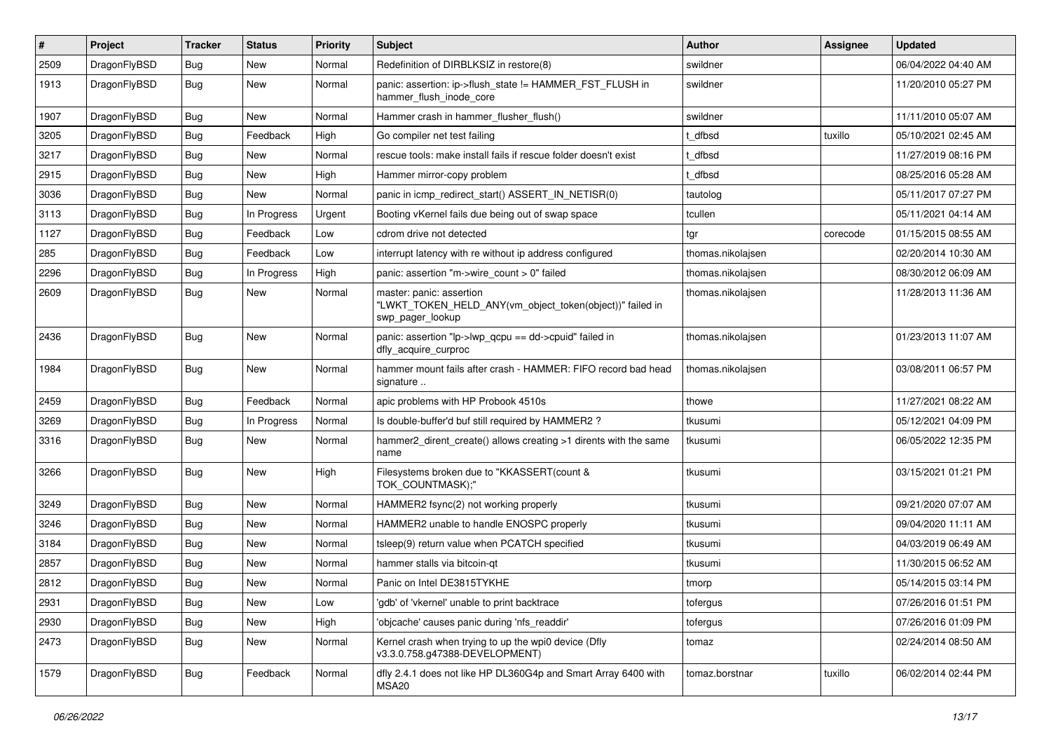| # | Project | Tracker | Status | Priority | Subject | Author | Assignee | Updated |
|---|---|---|---|---|---|---|---|---|
| 2509 | DragonFlyBSD | Bug | New | Normal | Redefinition of DIRBLKSIZ in restore(8) | swildner | | 06/04/2022 04:40 AM |
| 1913 | DragonFlyBSD | Bug | New | Normal | panic: assertion: ip->flush_state != HAMMER_FST_FLUSH in hammer_flush_inode_core | swildner | | 11/20/2010 05:27 PM |
| 1907 | DragonFlyBSD | Bug | New | Normal | Hammer crash in hammer_flusher_flush() | swildner | | 11/11/2010 05:07 AM |
| 3205 | DragonFlyBSD | Bug | Feedback | High | Go compiler net test failing | t_dfbsd | tuxillo | 05/10/2021 02:45 AM |
| 3217 | DragonFlyBSD | Bug | New | Normal | rescue tools: make install fails if rescue folder doesn't exist | t_dfbsd | | 11/27/2019 08:16 PM |
| 2915 | DragonFlyBSD | Bug | New | High | Hammer mirror-copy problem | t_dfbsd | | 08/25/2016 05:28 AM |
| 3036 | DragonFlyBSD | Bug | New | Normal | panic in icmp_redirect_start() ASSERT_IN_NETISR(0) | tautolog | | 05/11/2017 07:27 PM |
| 3113 | DragonFlyBSD | Bug | In Progress | Urgent | Booting vKernel fails due being out of swap space | tcullen | | 05/11/2021 04:14 AM |
| 1127 | DragonFlyBSD | Bug | Feedback | Low | cdrom drive not detected | tgr | corecode | 01/15/2015 08:55 AM |
| 285 | DragonFlyBSD | Bug | Feedback | Low | interrupt latency with re without ip address configured | thomas.nikolajsen | | 02/20/2014 10:30 AM |
| 2296 | DragonFlyBSD | Bug | In Progress | High | panic: assertion "m->wire_count > 0" failed | thomas.nikolajsen | | 08/30/2012 06:09 AM |
| 2609 | DragonFlyBSD | Bug | New | Normal | master: panic: assertion "LWKT_TOKEN_HELD_ANY(vm_object_token(object))" failed in swp_pager_lookup | thomas.nikolajsen | | 11/28/2013 11:36 AM |
| 2436 | DragonFlyBSD | Bug | New | Normal | panic: assertion "lp->lwp_qcpu == dd->cpuid" failed in dfly_acquire_curproc | thomas.nikolajsen | | 01/23/2013 11:07 AM |
| 1984 | DragonFlyBSD | Bug | New | Normal | hammer mount fails after crash - HAMMER: FIFO record bad head signature .. | thomas.nikolajsen | | 03/08/2011 06:57 PM |
| 2459 | DragonFlyBSD | Bug | Feedback | Normal | apic problems with HP Probook 4510s | thowe | | 11/27/2021 08:22 AM |
| 3269 | DragonFlyBSD | Bug | In Progress | Normal | Is double-buffer'd buf still required by HAMMER2 ? | tkusumi | | 05/12/2021 04:09 PM |
| 3316 | DragonFlyBSD | Bug | New | Normal | hammer2_dirent_create() allows creating >1 dirents with the same name | tkusumi | | 06/05/2022 12:35 PM |
| 3266 | DragonFlyBSD | Bug | New | High | Filesystems broken due to "KKASSERT(count & TOK_COUNTMASK);" | tkusumi | | 03/15/2021 01:21 PM |
| 3249 | DragonFlyBSD | Bug | New | Normal | HAMMER2 fsync(2) not working properly | tkusumi | | 09/21/2020 07:07 AM |
| 3246 | DragonFlyBSD | Bug | New | Normal | HAMMER2 unable to handle ENOSPC properly | tkusumi | | 09/04/2020 11:11 AM |
| 3184 | DragonFlyBSD | Bug | New | Normal | tsleep(9) return value when PCATCH specified | tkusumi | | 04/03/2019 06:49 AM |
| 2857 | DragonFlyBSD | Bug | New | Normal | hammer stalls via bitcoin-qt | tkusumi | | 11/30/2015 06:52 AM |
| 2812 | DragonFlyBSD | Bug | New | Normal | Panic on Intel DE3815TYKHE | tmorp | | 05/14/2015 03:14 PM |
| 2931 | DragonFlyBSD | Bug | New | Low | 'gdb' of 'vkernel' unable to print backtrace | tofergus | | 07/26/2016 01:51 PM |
| 2930 | DragonFlyBSD | Bug | New | High | 'objcache' causes panic during 'nfs_readdir' | tofergus | | 07/26/2016 01:09 PM |
| 2473 | DragonFlyBSD | Bug | New | Normal | Kernel crash when trying to up the wpi0 device (Dfly v3.3.0.758.g47388-DEVELOPMENT) | tomaz | | 02/24/2014 08:50 AM |
| 1579 | DragonFlyBSD | Bug | Feedback | Normal | dfly 2.4.1 does not like HP DL360G4p and Smart Array 6400 with MSA20 | tomaz.borstnar | tuxillo | 06/02/2014 02:44 PM |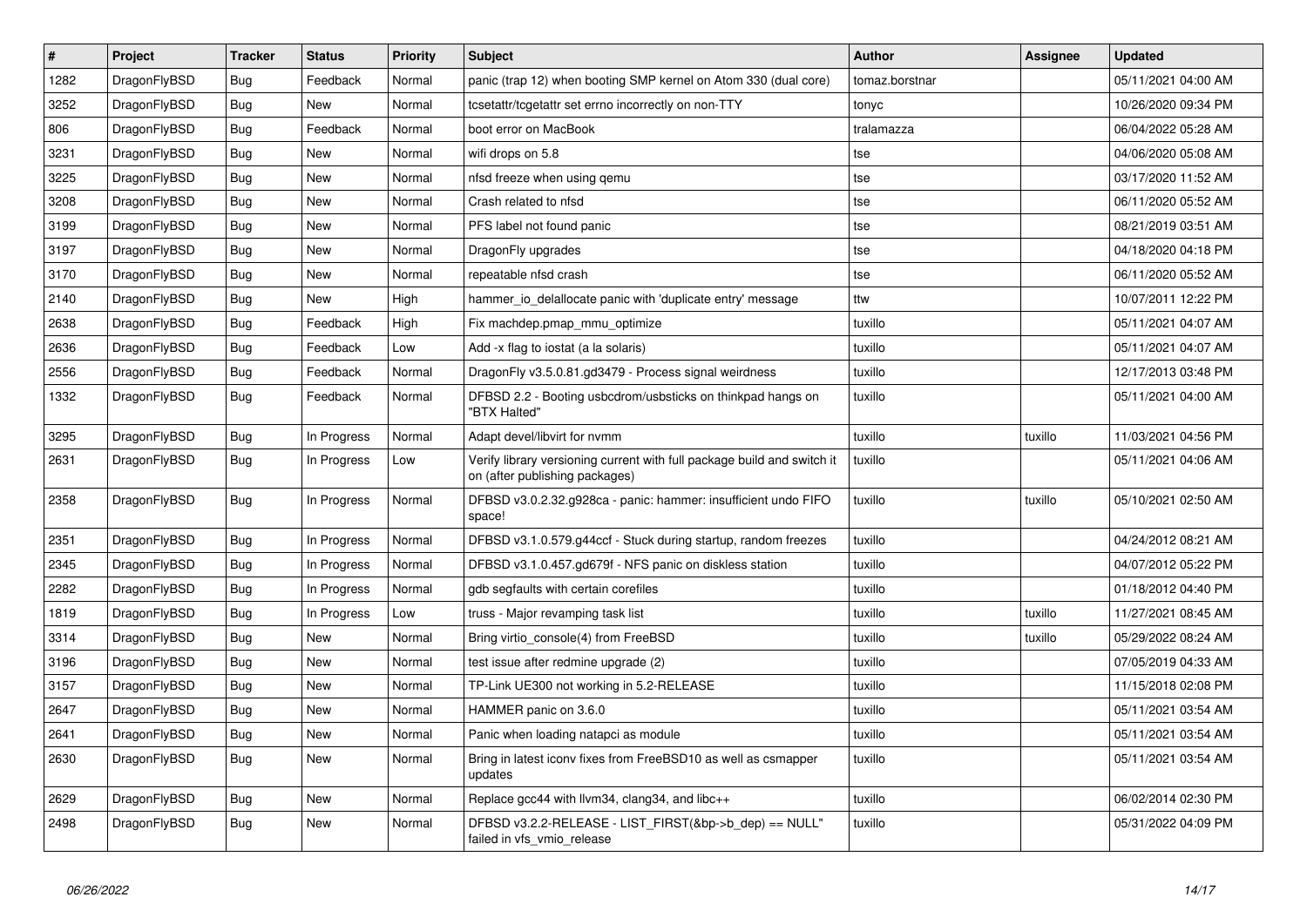| # | Project | Tracker | Status | Priority | Subject | Author | Assignee | Updated |
|---|---|---|---|---|---|---|---|---|
| 1282 | DragonFlyBSD | Bug | Feedback | Normal | panic (trap 12) when booting SMP kernel on Atom 330 (dual core) | tomaz.borstnar | | 05/11/2021 04:00 AM |
| 3252 | DragonFlyBSD | Bug | New | Normal | tcsetattr/tcgetattr set errno incorrectly on non-TTY | tonyc | | 10/26/2020 09:34 PM |
| 806 | DragonFlyBSD | Bug | Feedback | Normal | boot error on MacBook | tralamazza | | 06/04/2022 05:28 AM |
| 3231 | DragonFlyBSD | Bug | New | Normal | wifi drops on 5.8 | tse | | 04/06/2020 05:08 AM |
| 3225 | DragonFlyBSD | Bug | New | Normal | nfsd freeze when using qemu | tse | | 03/17/2020 11:52 AM |
| 3208 | DragonFlyBSD | Bug | New | Normal | Crash related to nfsd | tse | | 06/11/2020 05:52 AM |
| 3199 | DragonFlyBSD | Bug | New | Normal | PFS label not found panic | tse | | 08/21/2019 03:51 AM |
| 3197 | DragonFlyBSD | Bug | New | Normal | DragonFly upgrades | tse | | 04/18/2020 04:18 PM |
| 3170 | DragonFlyBSD | Bug | New | Normal | repeatable nfsd crash | tse | | 06/11/2020 05:52 AM |
| 2140 | DragonFlyBSD | Bug | New | High | hammer_io_delallocate panic with 'duplicate entry' message | ttw | | 10/07/2011 12:22 PM |
| 2638 | DragonFlyBSD | Bug | Feedback | High | Fix machdep.pmap_mmu_optimize | tuxillo | | 05/11/2021 04:07 AM |
| 2636 | DragonFlyBSD | Bug | Feedback | Low | Add -x flag to iostat (a la solaris) | tuxillo | | 05/11/2021 04:07 AM |
| 2556 | DragonFlyBSD | Bug | Feedback | Normal | DragonFly v3.5.0.81.gd3479 - Process signal weirdness | tuxillo | | 12/17/2013 03:48 PM |
| 1332 | DragonFlyBSD | Bug | Feedback | Normal | DFBSD 2.2 - Booting usbcdrom/usbsticks on thinkpad hangs on "BTX Halted" | tuxillo | | 05/11/2021 04:00 AM |
| 3295 | DragonFlyBSD | Bug | In Progress | Normal | Adapt devel/libvirt for nvmm | tuxillo | tuxillo | 11/03/2021 04:56 PM |
| 2631 | DragonFlyBSD | Bug | In Progress | Low | Verify library versioning current with full package build and switch it on (after publishing packages) | tuxillo | | 05/11/2021 04:06 AM |
| 2358 | DragonFlyBSD | Bug | In Progress | Normal | DFBSD v3.0.2.32.g928ca - panic: hammer: insufficient undo FIFO space! | tuxillo | tuxillo | 05/10/2021 02:50 AM |
| 2351 | DragonFlyBSD | Bug | In Progress | Normal | DFBSD v3.1.0.579.g44ccf - Stuck during startup, random freezes | tuxillo | | 04/24/2012 08:21 AM |
| 2345 | DragonFlyBSD | Bug | In Progress | Normal | DFBSD v3.1.0.457.gd679f - NFS panic on diskless station | tuxillo | | 04/07/2012 05:22 PM |
| 2282 | DragonFlyBSD | Bug | In Progress | Normal | gdb segfaults with certain corefiles | tuxillo | | 01/18/2012 04:40 PM |
| 1819 | DragonFlyBSD | Bug | In Progress | Low | truss - Major revamping task list | tuxillo | tuxillo | 11/27/2021 08:45 AM |
| 3314 | DragonFlyBSD | Bug | New | Normal | Bring virtio_console(4) from FreeBSD | tuxillo | tuxillo | 05/29/2022 08:24 AM |
| 3196 | DragonFlyBSD | Bug | New | Normal | test issue after redmine upgrade (2) | tuxillo | | 07/05/2019 04:33 AM |
| 3157 | DragonFlyBSD | Bug | New | Normal | TP-Link UE300 not working in 5.2-RELEASE | tuxillo | | 11/15/2018 02:08 PM |
| 2647 | DragonFlyBSD | Bug | New | Normal | HAMMER panic on 3.6.0 | tuxillo | | 05/11/2021 03:54 AM |
| 2641 | DragonFlyBSD | Bug | New | Normal | Panic when loading natapci as module | tuxillo | | 05/11/2021 03:54 AM |
| 2630 | DragonFlyBSD | Bug | New | Normal | Bring in latest iconv fixes from FreeBSD10 as well as csmapper updates | tuxillo | | 05/11/2021 03:54 AM |
| 2629 | DragonFlyBSD | Bug | New | Normal | Replace gcc44 with llvm34, clang34, and libc++ | tuxillo | | 06/02/2014 02:30 PM |
| 2498 | DragonFlyBSD | Bug | New | Normal | DFBSD v3.2.2-RELEASE - LIST_FIRST(&bp->b_dep) == NULL" failed in vfs_vmio_release | tuxillo | | 05/31/2022 04:09 PM |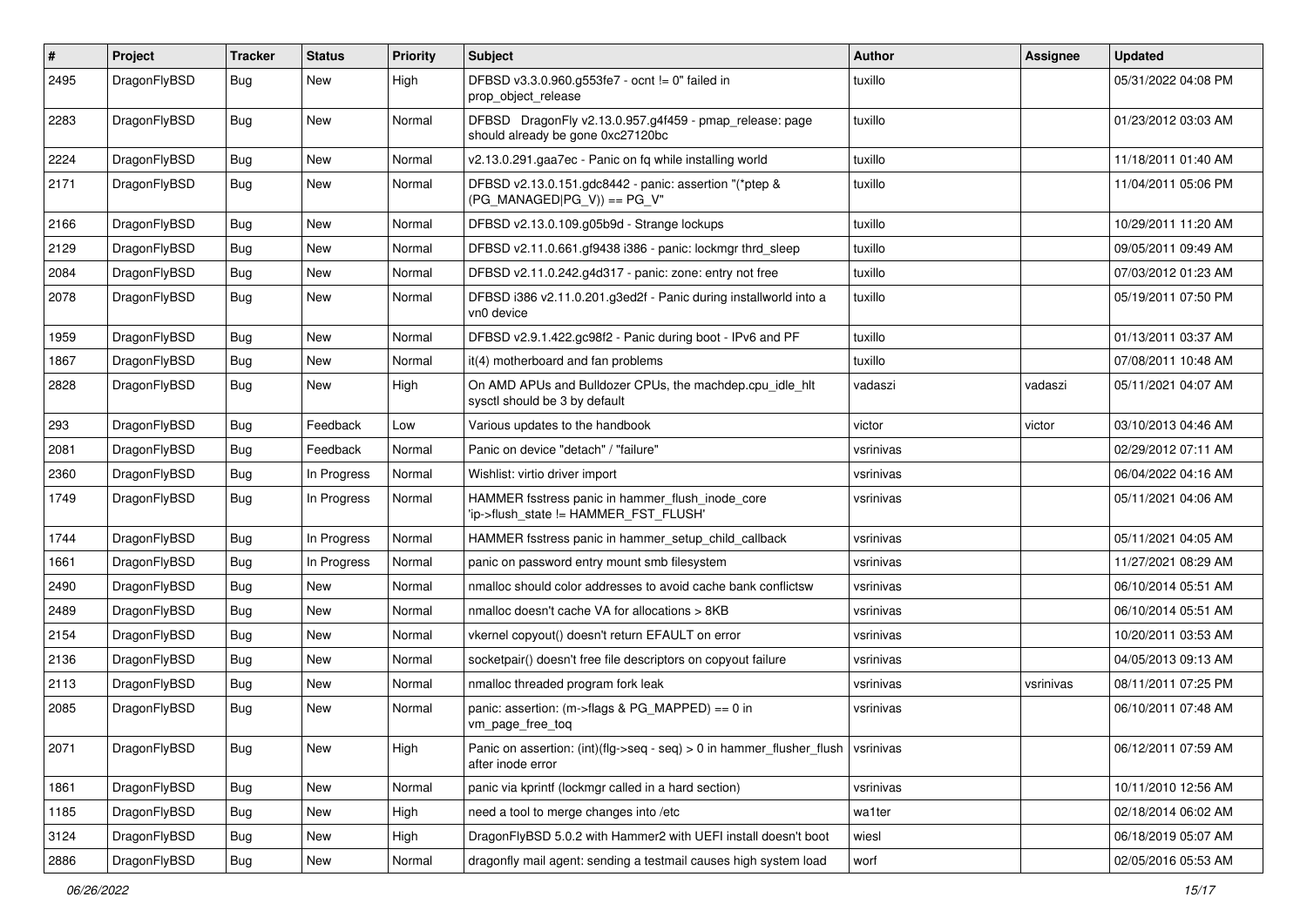| # | Project | Tracker | Status | Priority | Subject | Author | Assignee | Updated |
|---|---|---|---|---|---|---|---|---|
| 2495 | DragonFlyBSD | Bug | New | High | DFBSD v3.3.0.960.g553fe7 - ocnt != 0" failed in prop_object_release | tuxillo | | 05/31/2022 04:08 PM |
| 2283 | DragonFlyBSD | Bug | New | Normal | DFBSD DragonFly v2.13.0.957.g4f459 - pmap_release: page should already be gone 0xc27120bc | tuxillo | | 01/23/2012 03:03 AM |
| 2224 | DragonFlyBSD | Bug | New | Normal | v2.13.0.291.gaa7ec - Panic on fq while installing world | tuxillo | | 11/18/2011 01:40 AM |
| 2171 | DragonFlyBSD | Bug | New | Normal | DFBSD v2.13.0.151.gdc8442 - panic: assertion "(*ptep & (PG_MANAGED\|PG_V)) == PG_V" | tuxillo | | 11/04/2011 05:06 PM |
| 2166 | DragonFlyBSD | Bug | New | Normal | DFBSD v2.13.0.109.g05b9d - Strange lockups | tuxillo | | 10/29/2011 11:20 AM |
| 2129 | DragonFlyBSD | Bug | New | Normal | DFBSD v2.11.0.661.gf9438 i386 - panic: lockmgr thrd_sleep | tuxillo | | 09/05/2011 09:49 AM |
| 2084 | DragonFlyBSD | Bug | New | Normal | DFBSD v2.11.0.242.g4d317 - panic: zone: entry not free | tuxillo | | 07/03/2012 01:23 AM |
| 2078 | DragonFlyBSD | Bug | New | Normal | DFBSD i386 v2.11.0.201.g3ed2f - Panic during installworld into a vn0 device | tuxillo | | 05/19/2011 07:50 PM |
| 1959 | DragonFlyBSD | Bug | New | Normal | DFBSD v2.9.1.422.gc98f2 - Panic during boot - IPv6 and PF | tuxillo | | 01/13/2011 03:37 AM |
| 1867 | DragonFlyBSD | Bug | New | Normal | it(4) motherboard and fan problems | tuxillo | | 07/08/2011 10:48 AM |
| 2828 | DragonFlyBSD | Bug | New | High | On AMD APUs and Bulldozer CPUs, the machdep.cpu_idle_hlt sysctl should be 3 by default | vadaszi | vadaszi | 05/11/2021 04:07 AM |
| 293 | DragonFlyBSD | Bug | Feedback | Low | Various updates to the handbook | victor | victor | 03/10/2013 04:46 AM |
| 2081 | DragonFlyBSD | Bug | Feedback | Normal | Panic on device "detach" / "failure" | vsrinivas | | 02/29/2012 07:11 AM |
| 2360 | DragonFlyBSD | Bug | In Progress | Normal | Wishlist: virtio driver import | vsrinivas | | 06/04/2022 04:16 AM |
| 1749 | DragonFlyBSD | Bug | In Progress | Normal | HAMMER fsstress panic in hammer_flush_inode_core 'ip->flush_state != HAMMER_FST_FLUSH' | vsrinivas | | 05/11/2021 04:06 AM |
| 1744 | DragonFlyBSD | Bug | In Progress | Normal | HAMMER fsstress panic in hammer_setup_child_callback | vsrinivas | | 05/11/2021 04:05 AM |
| 1661 | DragonFlyBSD | Bug | In Progress | Normal | panic on password entry mount smb filesystem | vsrinivas | | 11/27/2021 08:29 AM |
| 2490 | DragonFlyBSD | Bug | New | Normal | nmalloc should color addresses to avoid cache bank conflictsw | vsrinivas | | 06/10/2014 05:51 AM |
| 2489 | DragonFlyBSD | Bug | New | Normal | nmalloc doesn't cache VA for allocations > 8KB | vsrinivas | | 06/10/2014 05:51 AM |
| 2154 | DragonFlyBSD | Bug | New | Normal | vkernel copyout() doesn't return EFAULT on error | vsrinivas | | 10/20/2011 03:53 AM |
| 2136 | DragonFlyBSD | Bug | New | Normal | socketpair() doesn't free file descriptors on copyout failure | vsrinivas | | 04/05/2013 09:13 AM |
| 2113 | DragonFlyBSD | Bug | New | Normal | nmalloc threaded program fork leak | vsrinivas | vsrinivas | 08/11/2011 07:25 PM |
| 2085 | DragonFlyBSD | Bug | New | Normal | panic: assertion: (m->flags & PG_MAPPED) == 0 in vm_page_free_toq | vsrinivas | | 06/10/2011 07:48 AM |
| 2071 | DragonFlyBSD | Bug | New | High | Panic on assertion: (int)(flg->seq - seq) > 0 in hammer_flusher_flush after inode error | vsrinivas | | 06/12/2011 07:59 AM |
| 1861 | DragonFlyBSD | Bug | New | Normal | panic via kprintf (lockmgr called in a hard section) | vsrinivas | | 10/11/2010 12:56 AM |
| 1185 | DragonFlyBSD | Bug | New | High | need a tool to merge changes into /etc | wa1ter | | 02/18/2014 06:02 AM |
| 3124 | DragonFlyBSD | Bug | New | High | DragonFlyBSD 5.0.2 with Hammer2 with UEFI install doesn't boot | wiesl | | 06/18/2019 05:07 AM |
| 2886 | DragonFlyBSD | Bug | New | Normal | dragonfly mail agent: sending a testmail causes high system load | worf | | 02/05/2016 05:53 AM |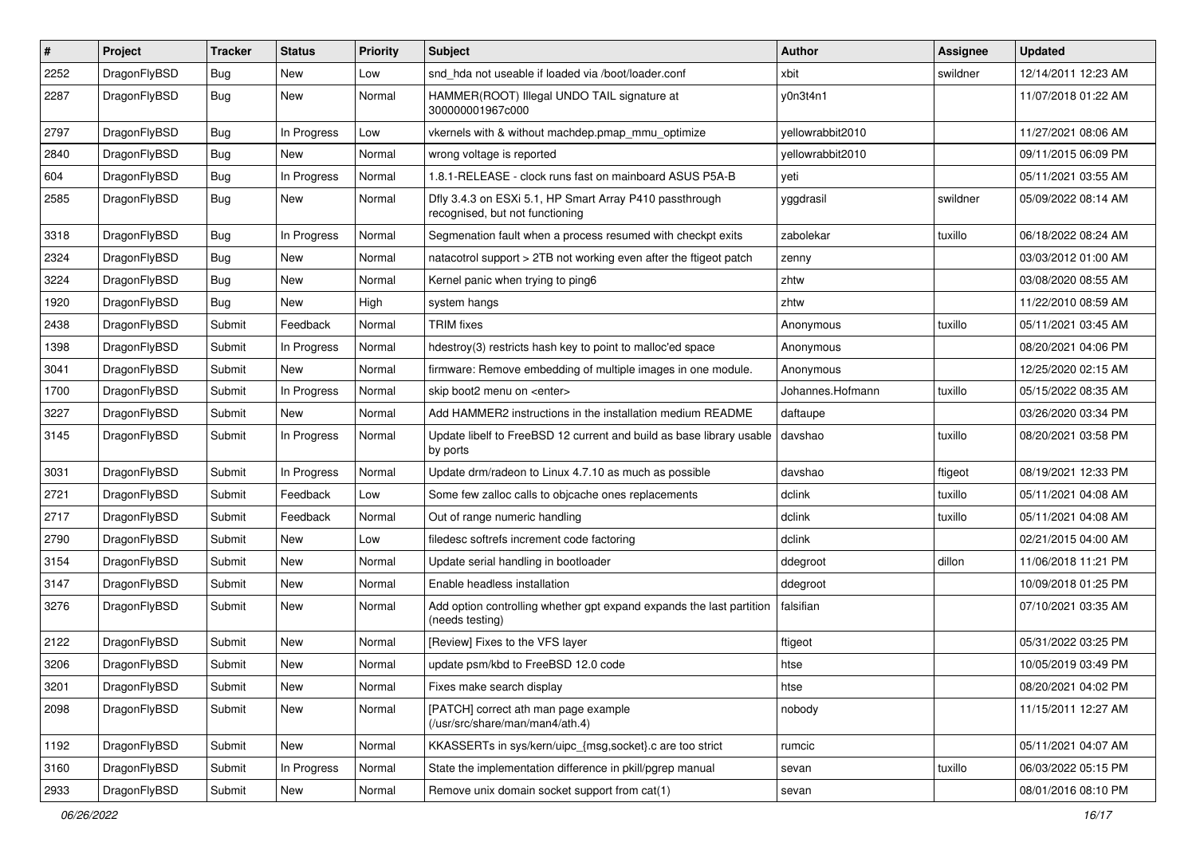| # | Project | Tracker | Status | Priority | Subject | Author | Assignee | Updated |
|---|---|---|---|---|---|---|---|---|
| 2252 | DragonFlyBSD | Bug | New | Low | snd_hda not useable if loaded via /boot/loader.conf | xbit | swildner | 12/14/2011 12:23 AM |
| 2287 | DragonFlyBSD | Bug | New | Normal | HAMMER(ROOT) Illegal UNDO TAIL signature at 300000001967c000 | y0n3t4n1 | | 11/07/2018 01:22 AM |
| 2797 | DragonFlyBSD | Bug | In Progress | Low | vkernels with & without machdep.pmap_mmu_optimize | yellowrabbit2010 | | 11/27/2021 08:06 AM |
| 2840 | DragonFlyBSD | Bug | New | Normal | wrong voltage is reported | yellowrabbit2010 | | 09/11/2015 06:09 PM |
| 604 | DragonFlyBSD | Bug | In Progress | Normal | 1.8.1-RELEASE - clock runs fast on mainboard ASUS P5A-B | yeti | | 05/11/2021 03:55 AM |
| 2585 | DragonFlyBSD | Bug | New | Normal | Dfly 3.4.3 on ESXi 5.1, HP Smart Array P410 passthrough recognised, but not functioning | yggdrasil | swildner | 05/09/2022 08:14 AM |
| 3318 | DragonFlyBSD | Bug | In Progress | Normal | Segmenation fault when a process resumed with checkpt exits | zabolekar | tuxillo | 06/18/2022 08:24 AM |
| 2324 | DragonFlyBSD | Bug | New | Normal | natacotrol support > 2TB not working even after the ftigeot patch | zenny | | 03/03/2012 01:00 AM |
| 3224 | DragonFlyBSD | Bug | New | Normal | Kernel panic when trying to ping6 | zhtw | | 03/08/2020 08:55 AM |
| 1920 | DragonFlyBSD | Bug | New | High | system hangs | zhtw | | 11/22/2010 08:59 AM |
| 2438 | DragonFlyBSD | Submit | Feedback | Normal | TRIM fixes | Anonymous | tuxillo | 05/11/2021 03:45 AM |
| 1398 | DragonFlyBSD | Submit | In Progress | Normal | hdestroy(3) restricts hash key to point to malloc'ed space | Anonymous | | 08/20/2021 04:06 PM |
| 3041 | DragonFlyBSD | Submit | New | Normal | firmware: Remove embedding of multiple images in one module. | Anonymous | | 12/25/2020 02:15 AM |
| 1700 | DragonFlyBSD | Submit | In Progress | Normal | skip boot2 menu on <enter> | Johannes.Hofmann | tuxillo | 05/15/2022 08:35 AM |
| 3227 | DragonFlyBSD | Submit | New | Normal | Add HAMMER2 instructions in the installation medium README | daftaupe | | 03/26/2020 03:34 PM |
| 3145 | DragonFlyBSD | Submit | In Progress | Normal | Update libelf to FreeBSD 12 current and build as base library usable by ports | davshao | tuxillo | 08/20/2021 03:58 PM |
| 3031 | DragonFlyBSD | Submit | In Progress | Normal | Update drm/radeon to Linux 4.7.10 as much as possible | davshao | ftigeot | 08/19/2021 12:33 PM |
| 2721 | DragonFlyBSD | Submit | Feedback | Low | Some few zalloc calls to objcache ones replacements | dclink | tuxillo | 05/11/2021 04:08 AM |
| 2717 | DragonFlyBSD | Submit | Feedback | Normal | Out of range numeric handling | dclink | tuxillo | 05/11/2021 04:08 AM |
| 2790 | DragonFlyBSD | Submit | New | Low | filedesc softrefs increment code factoring | dclink | | 02/21/2015 04:00 AM |
| 3154 | DragonFlyBSD | Submit | New | Normal | Update serial handling in bootloader | ddegroot | dillon | 11/06/2018 11:21 PM |
| 3147 | DragonFlyBSD | Submit | New | Normal | Enable headless installation | ddegroot | | 10/09/2018 01:25 PM |
| 3276 | DragonFlyBSD | Submit | New | Normal | Add option controlling whether gpt expand expands the last partition (needs testing) | falsifian | | 07/10/2021 03:35 AM |
| 2122 | DragonFlyBSD | Submit | New | Normal | [Review] Fixes to the VFS layer | ftigeot | | 05/31/2022 03:25 PM |
| 3206 | DragonFlyBSD | Submit | New | Normal | update psm/kbd to FreeBSD 12.0 code | htse | | 10/05/2019 03:49 PM |
| 3201 | DragonFlyBSD | Submit | New | Normal | Fixes make search display | htse | | 08/20/2021 04:02 PM |
| 2098 | DragonFlyBSD | Submit | New | Normal | [PATCH] correct ath man page example (/usr/src/share/man/man4/ath.4) | nobody | | 11/15/2011 12:27 AM |
| 1192 | DragonFlyBSD | Submit | New | Normal | KKASSERTs in sys/kern/uipc_{msg,socket}.c are too strict | rumcic | | 05/11/2021 04:07 AM |
| 3160 | DragonFlyBSD | Submit | In Progress | Normal | State the implementation difference in pkill/pgrep manual | sevan | tuxillo | 06/03/2022 05:15 PM |
| 2933 | DragonFlyBSD | Submit | New | Normal | Remove unix domain socket support from cat(1) | sevan | | 08/01/2016 08:10 PM |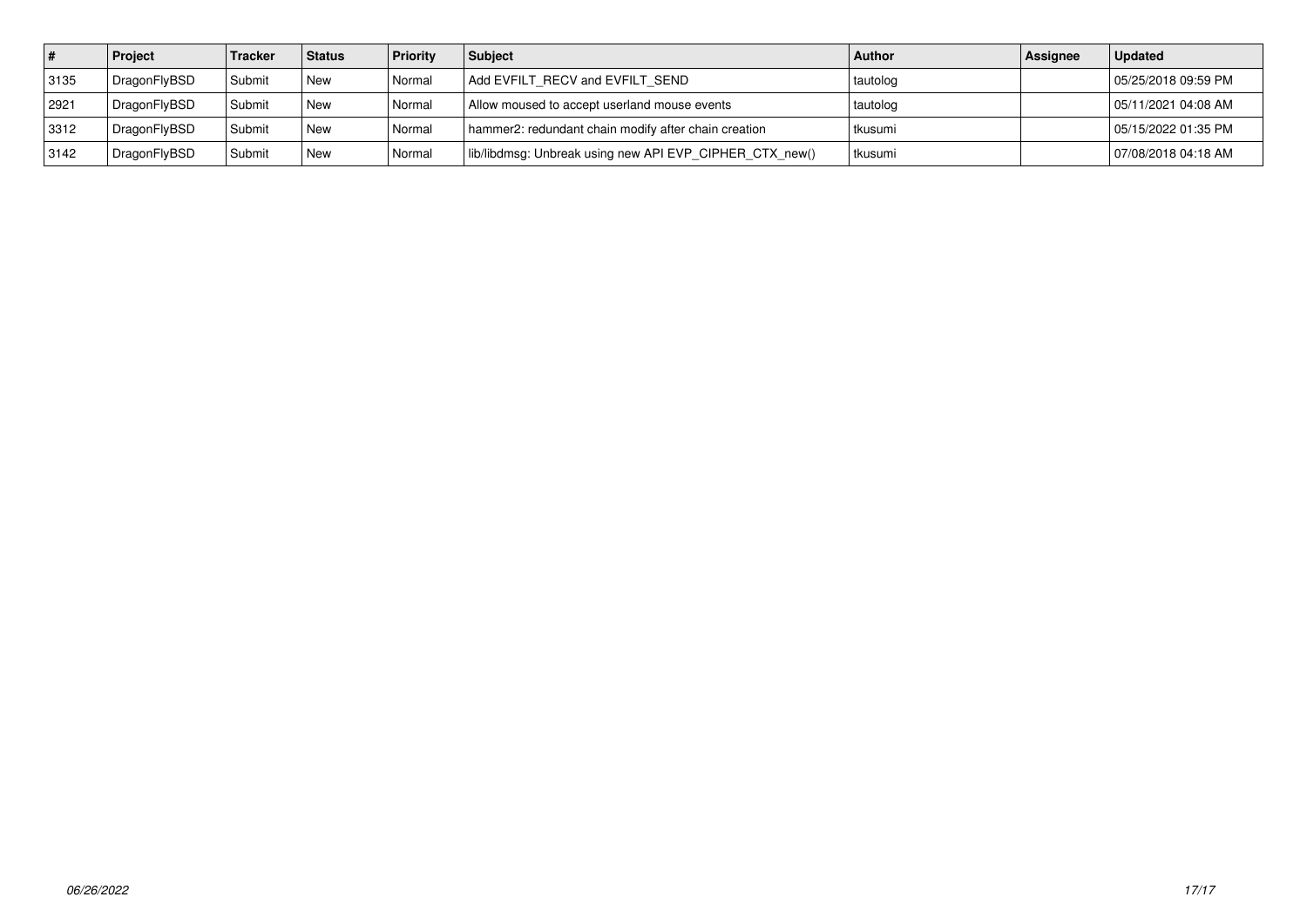| # | Project | Tracker | Status | Priority | Subject | Author | Assignee | Updated |
|---|---|---|---|---|---|---|---|---|
| 3135 | DragonFlyBSD | Submit | New | Normal | Add EVFILT_RECV and EVFILT_SEND | tautolog | | 05/25/2018 09:59 PM |
| 2921 | DragonFlyBSD | Submit | New | Normal | Allow moused to accept userland mouse events | tautolog | | 05/11/2021 04:08 AM |
| 3312 | DragonFlyBSD | Submit | New | Normal | hammer2: redundant chain modify after chain creation | tkusumi | | 05/15/2022 01:35 PM |
| 3142 | DragonFlyBSD | Submit | New | Normal | lib/libdmsg: Unbreak using new API EVP_CIPHER_CTX_new() | tkusumi | | 07/08/2018 04:18 AM |